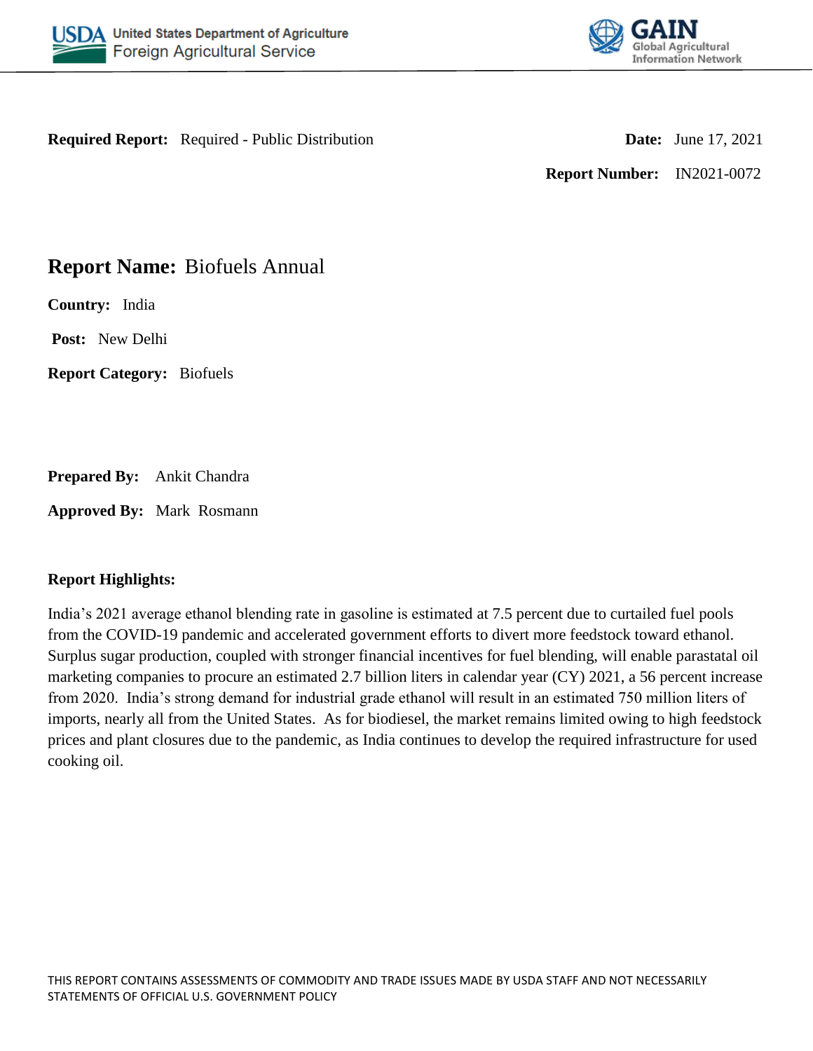**Required Report:** Required - Public Distribution

**Date:** June 17, 2021

**Report Number:** IN2021-0072

# Report Name: Biofuels Annual

**Country:** India

**Post:** New Delhi

**Report Category:** Biofuels

**Prepared By:** Ankit Chandra

**Approved By:** Mark Rosmann

**Report Highlights:**

India's 2021 average ethanol blending rate in gasoline is estimated at 7.5 percent due to curtailed fuel pools from the COVID-19 pandemic and accelerated government efforts to divert more feedstock toward ethanol. Surplus sugar production, coupled with stronger financial incentives for fuel blending, will enable parastatal oil marketing companies to procure an estimated 2.7 billion liters in calendar year (CY) 2021, a 56 percent increase from 2020. India's strong demand for industrial grade ethanol will result in an estimated 750 million liters of imports, nearly all from the United States. As for biodiesel, the market remains limited owing to high feedstock prices and plant closures due to the pandemic, as India continues to develop the required infrastructure for used cooking oil.

THIS REPORT CONTAINS ASSESSMENTS OF COMMODITY AND TRADE ISSUES MADE BY USDA STAFF AND NOT NECESSARILY STATEMENTS OF OFFICIAL U.S. GOVERNMENT POLICY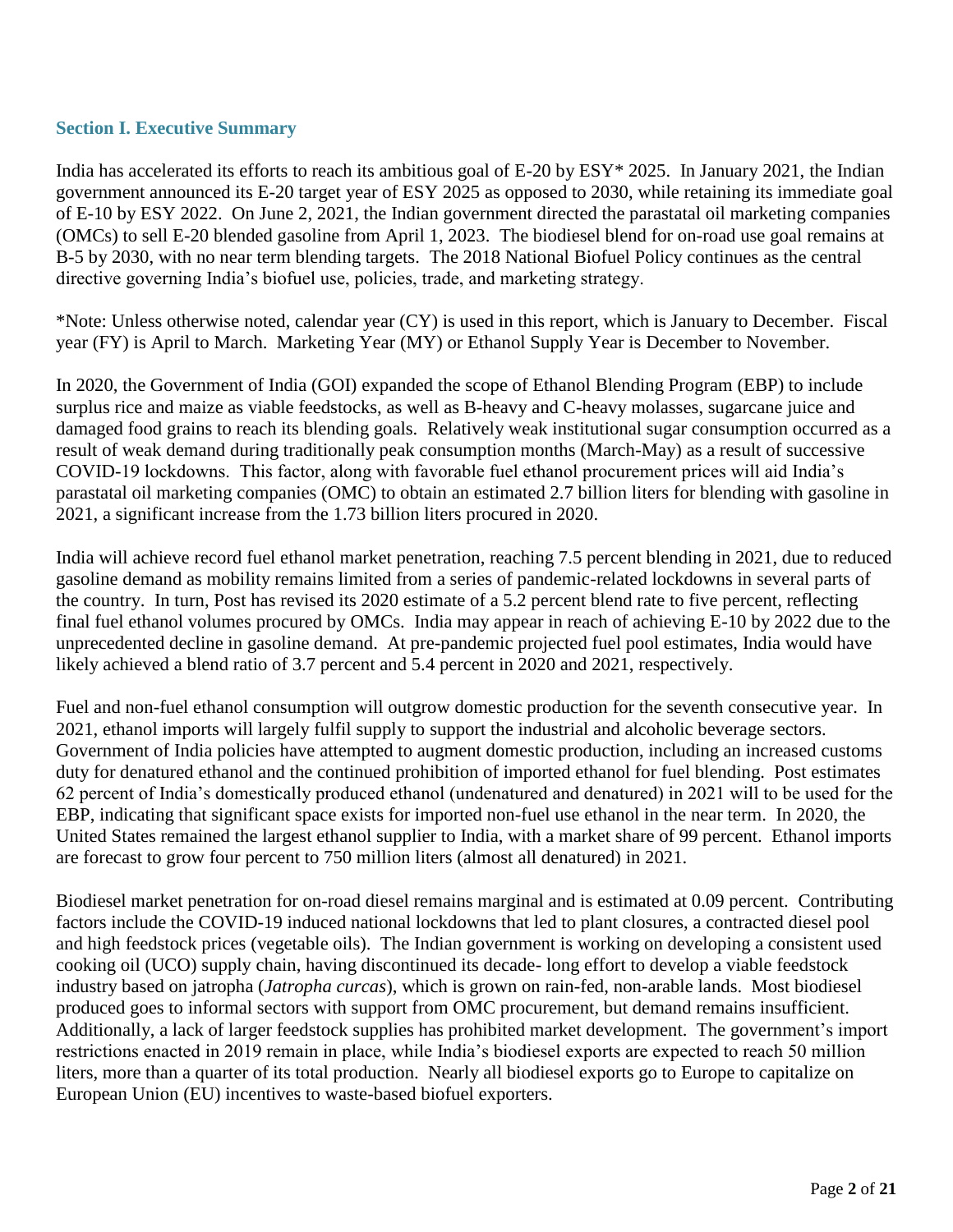## Section I. Executive Summary

India has accelerated its efforts to reach its ambitious goal of E-20 by ESY* 2025. In January 2021, the Indian government announced its E-20 target year of ESY 2025 as opposed to 2030, while retaining its immediate goal of E-10 by ESY 2022. On June 2, 2021, the Indian government directed the parastatal oil marketing companies (OMCs) to sell E-20 blended gasoline from April 1, 2023. The biodiesel blend for on-road use goal remains at B-5 by 2030, with no near term blending targets. The 2018 National Biofuel Policy continues as the central directive governing India's biofuel use, policies, trade, and marketing strategy.

*Note: Unless otherwise noted, calendar year (CY) is used in this report, which is January to December. Fiscal year (FY) is April to March. Marketing Year (MY) or Ethanol Supply Year is December to November.

In 2020, the Government of India (GOI) expanded the scope of Ethanol Blending Program (EBP) to include surplus rice and maize as viable feedstocks, as well as B-heavy and C-heavy molasses, sugarcane juice and damaged food grains to reach its blending goals. Relatively weak institutional sugar consumption occurred as a result of weak demand during traditionally peak consumption months (March-May) as a result of successive COVID-19 lockdowns. This factor, along with favorable fuel ethanol procurement prices will aid India's parastatal oil marketing companies (OMC) to obtain an estimated 2.7 billion liters for blending with gasoline in 2021, a significant increase from the 1.73 billion liters procured in 2020.

India will achieve record fuel ethanol market penetration, reaching 7.5 percent blending in 2021, due to reduced gasoline demand as mobility remains limited from a series of pandemic-related lockdowns in several parts of the country. In turn, Post has revised its 2020 estimate of a 5.2 percent blend rate to five percent, reflecting final fuel ethanol volumes procured by OMCs. India may appear in reach of achieving E-10 by 2022 due to the unprecedented decline in gasoline demand. At pre-pandemic projected fuel pool estimates, India would have likely achieved a blend ratio of 3.7 percent and 5.4 percent in 2020 and 2021, respectively.

Fuel and non-fuel ethanol consumption will outgrow domestic production for the seventh consecutive year. In 2021, ethanol imports will largely fulfil supply to support the industrial and alcoholic beverage sectors. Government of India policies have attempted to augment domestic production, including an increased customs duty for denatured ethanol and the continued prohibition of imported ethanol for fuel blending. Post estimates 62 percent of India's domestically produced ethanol (undenatured and denatured) in 2021 will to be used for the EBP, indicating that significant space exists for imported non-fuel use ethanol in the near term. In 2020, the United States remained the largest ethanol supplier to India, with a market share of 99 percent. Ethanol imports are forecast to grow four percent to 750 million liters (almost all denatured) in 2021.

Biodiesel market penetration for on-road diesel remains marginal and is estimated at 0.09 percent. Contributing factors include the COVID-19 induced national lockdowns that led to plant closures, a contracted diesel pool and high feedstock prices (vegetable oils). The Indian government is working on developing a consistent used cooking oil (UCO) supply chain, having discontinued its decade- long effort to develop a viable feedstock industry based on jatropha (*Jatropha curcas*), which is grown on rain-fed, non-arable lands. Most biodiesel produced goes to informal sectors with support from OMC procurement, but demand remains insufficient. Additionally, a lack of larger feedstock supplies has prohibited market development. The government's import restrictions enacted in 2019 remain in place, while India's biodiesel exports are expected to reach 50 million liters, more than a quarter of its total production. Nearly all biodiesel exports go to Europe to capitalize on European Union (EU) incentives to waste-based biofuel exporters.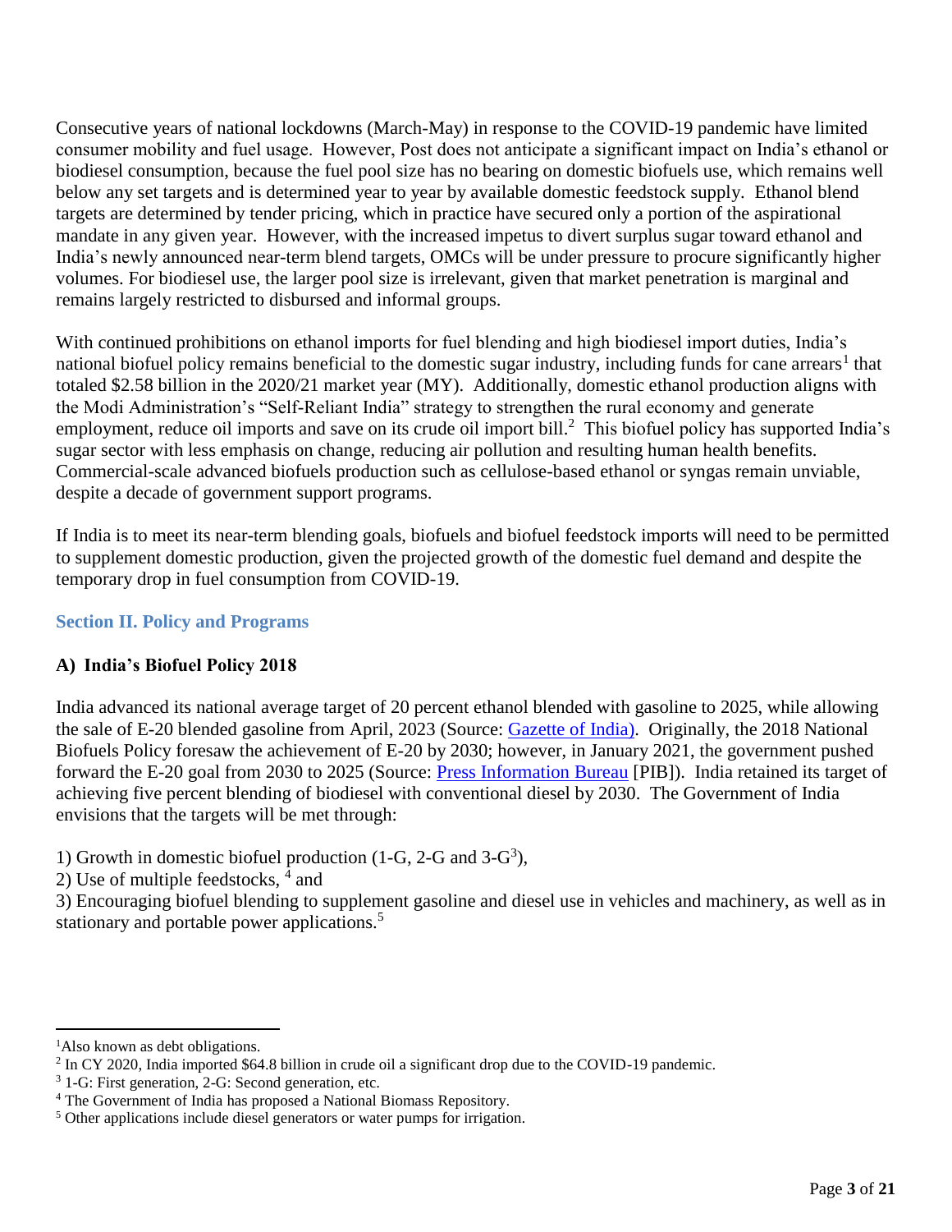Consecutive years of national lockdowns (March-May) in response to the COVID-19 pandemic have limited consumer mobility and fuel usage. However, Post does not anticipate a significant impact on India's ethanol or biodiesel consumption, because the fuel pool size has no bearing on domestic biofuels use, which remains well below any set targets and is determined year to year by available domestic feedstock supply. Ethanol blend targets are determined by tender pricing, which in practice have secured only a portion of the aspirational mandate in any given year. However, with the increased impetus to divert surplus sugar toward ethanol and India's newly announced near-term blend targets, OMCs will be under pressure to procure significantly higher volumes. For biodiesel use, the larger pool size is irrelevant, given that market penetration is marginal and remains largely restricted to disbursed and informal groups.

With continued prohibitions on ethanol imports for fuel blending and high biodiesel import duties, India's national biofuel policy remains beneficial to the domestic sugar industry, including funds for cane arrears[1] that totaled $2.58 billion in the 2020/21 market year (MY). Additionally, domestic ethanol production aligns with the Modi Administration's "Self-Reliant India" strategy to strengthen the rural economy and generate employment, reduce oil imports and save on its crude oil import bill.[2] This biofuel policy has supported India's sugar sector with less emphasis on change, reducing air pollution and resulting human health benefits. Commercial-scale advanced biofuels production such as cellulose-based ethanol or syngas remain unviable, despite a decade of government support programs.

If India is to meet its near-term blending goals, biofuels and biofuel feedstock imports will need to be permitted to supplement domestic production, given the projected growth of the domestic fuel demand and despite the temporary drop in fuel consumption from COVID-19.

## Section II. Policy and Programs

### A) India's Biofuel Policy 2018

India advanced its national average target of 20 percent ethanol blended with gasoline to 2025, while allowing the sale of E-20 blended gasoline from April, 2023 (Source: Gazette of India). Originally, the 2018 National Biofuels Policy foresaw the achievement of E-20 by 2030; however, in January 2021, the government pushed forward the E-20 goal from 2030 to 2025 (Source: Press Information Bureau [PIB]). India retained its target of achieving five percent blending of biodiesel with conventional diesel by 2030. The Government of India envisions that the targets will be met through:

1) Growth in domestic biofuel production (1-G, 2-G and 3-G[3]),
2) Use of multiple feedstocks, [4] and
3) Encouraging biofuel blending to supplement gasoline and diesel use in vehicles and machinery, as well as in stationary and portable power applications.[5]

---

[1] Also known as debt obligations.
[2] In CY 2020, India imported $64.8 billion in crude oil a significant drop due to the COVID-19 pandemic.
[3] 1-G: First generation, 2-G: Second generation, etc.
[4] The Government of India has proposed a National Biomass Repository.
[5] Other applications include diesel generators or water pumps for irrigation.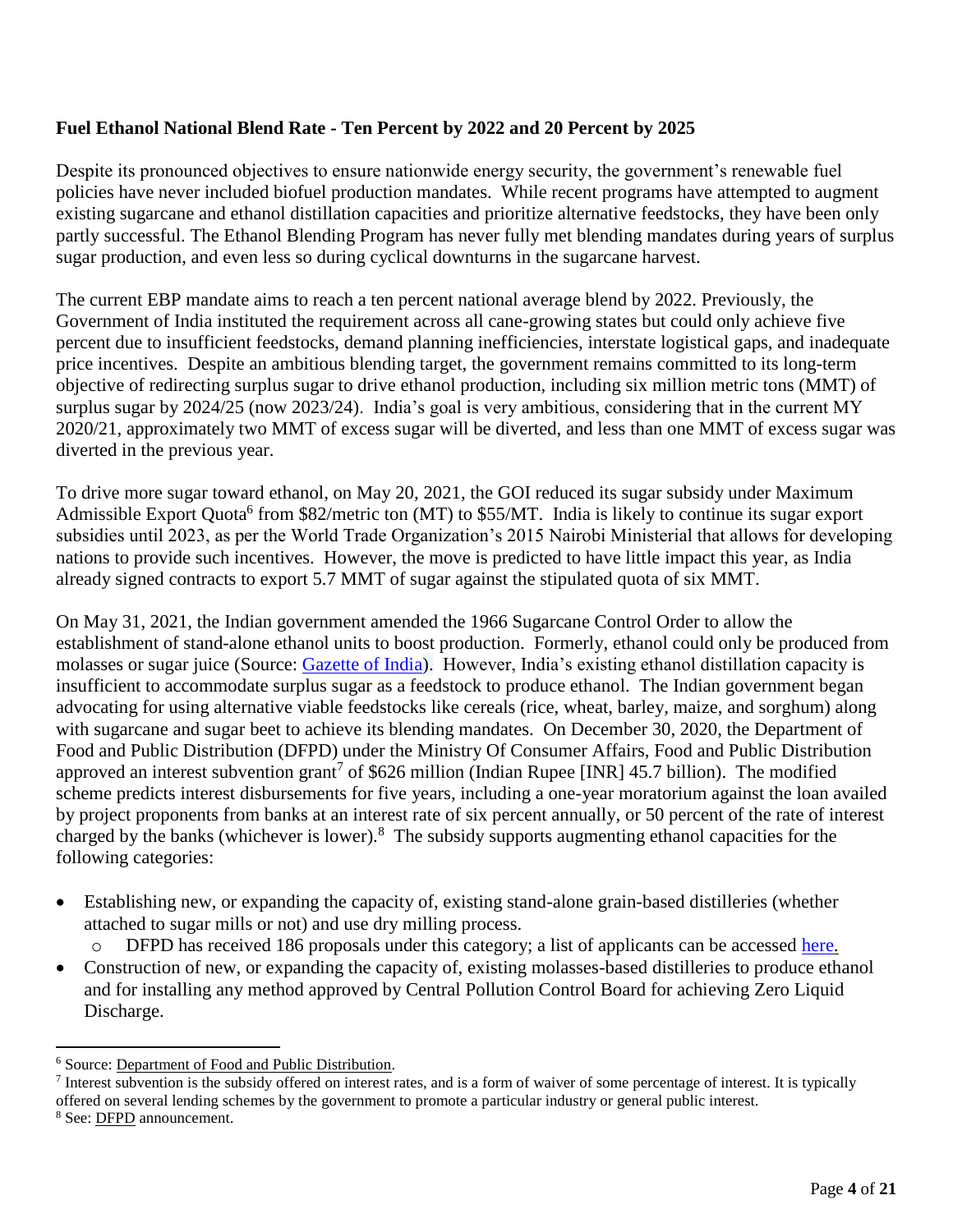**Fuel Ethanol National Blend Rate - Ten Percent by 2022 and 20 Percent by 2025**

Despite its pronounced objectives to ensure nationwide energy security, the government's renewable fuel policies have never included biofuel production mandates. While recent programs have attempted to augment existing sugarcane and ethanol distillation capacities and prioritize alternative feedstocks, they have been only partly successful. The Ethanol Blending Program has never fully met blending mandates during years of surplus sugar production, and even less so during cyclical downturns in the sugarcane harvest.

The current EBP mandate aims to reach a ten percent national average blend by 2022. Previously, the Government of India instituted the requirement across all cane-growing states but could only achieve five percent due to insufficient feedstocks, demand planning inefficiencies, interstate logistical gaps, and inadequate price incentives. Despite an ambitious blending target, the government remains committed to its long-term objective of redirecting surplus sugar to drive ethanol production, including six million metric tons (MMT) of surplus sugar by 2024/25 (now 2023/24). India's goal is very ambitious, considering that in the current MY 2020/21, approximately two MMT of excess sugar will be diverted, and less than one MMT of excess sugar was diverted in the previous year.

To drive more sugar toward ethanol, on May 20, 2021, the GOI reduced its sugar subsidy under Maximum Admissible Export Quota[6] from $82/metric ton (MT) to $55/MT. India is likely to continue its sugar export subsidies until 2023, as per the World Trade Organization's 2015 Nairobi Ministerial that allows for developing nations to provide such incentives. However, the move is predicted to have little impact this year, as India already signed contracts to export 5.7 MMT of sugar against the stipulated quota of six MMT.

On May 31, 2021, the Indian government amended the 1966 Sugarcane Control Order to allow the establishment of stand-alone ethanol units to boost production. Formerly, ethanol could only be produced from molasses or sugar juice (Source: Gazette of India). However, India's existing ethanol distillation capacity is insufficient to accommodate surplus sugar as a feedstock to produce ethanol. The Indian government began advocating for using alternative viable feedstocks like cereals (rice, wheat, barley, maize, and sorghum) along with sugarcane and sugar beet to achieve its blending mandates. On December 30, 2020, the Department of Food and Public Distribution (DFPD) under the Ministry Of Consumer Affairs, Food and Public Distribution approved an interest subvention grant[7] of $626 million (Indian Rupee [INR] 45.7 billion). The modified scheme predicts interest disbursements for five years, including a one-year moratorium against the loan availed by project proponents from banks at an interest rate of six percent annually, or 50 percent of the rate of interest charged by the banks (whichever is lower).[8] The subsidy supports augmenting ethanol capacities for the following categories:

- Establishing new, or expanding the capacity of, existing stand-alone grain-based distilleries (whether attached to sugar mills or not) and use dry milling process.
  - DFPD has received 186 proposals under this category; a list of applicants can be accessed here.
- Construction of new, or expanding the capacity of, existing molasses-based distilleries to produce ethanol and for installing any method approved by Central Pollution Control Board for achieving Zero Liquid Discharge.

---

[6] Source: Department of Food and Public Distribution.

[7] Interest subvention is the subsidy offered on interest rates, and is a form of waiver of some percentage of interest. It is typically offered on several lending schemes by the government to promote a particular industry or general public interest.

[8] See: DFPD announcement.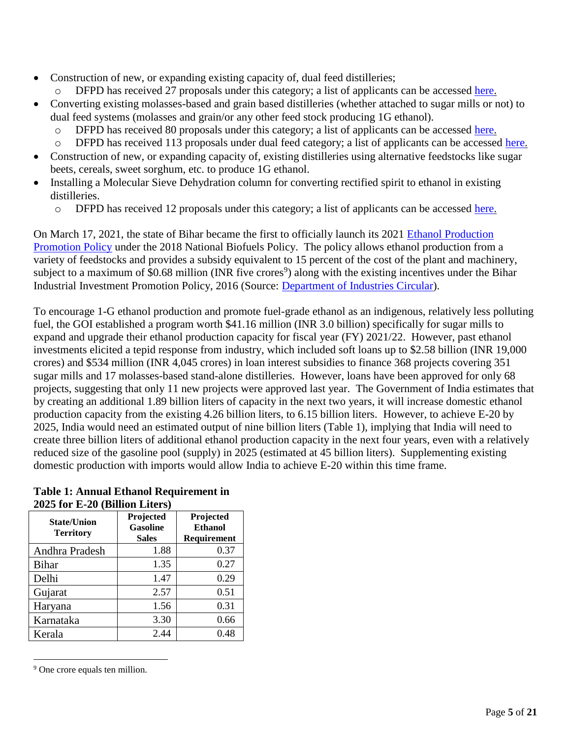- Construction of new, or expanding existing capacity of, dual feed distilleries;
  - DFPD has received 27 proposals under this category; a list of applicants can be accessed here.
- Converting existing molasses-based and grain based distilleries (whether attached to sugar mills or not) to dual feed systems (molasses and grain/or any other feed stock producing 1G ethanol).
  - DFPD has received 80 proposals under this category; a list of applicants can be accessed here.
  - DFPD has received 113 proposals under dual feed category; a list of applicants can be accessed here.
- Construction of new, or expanding capacity of, existing distilleries using alternative feedstocks like sugar beets, cereals, sweet sorghum, etc. to produce 1G ethanol.
- Installing a Molecular Sieve Dehydration column for converting rectified spirit to ethanol in existing distilleries.
  - DFPD has received 12 proposals under this category; a list of applicants can be accessed here.

On March 17, 2021, the state of Bihar became the first to officially launch its 2021 Ethanol Production Promotion Policy under the 2018 National Biofuels Policy. The policy allows ethanol production from a variety of feedstocks and provides a subsidy equivalent to 15 percent of the cost of the plant and machinery, subject to a maximum of $0.68 million (INR five crores[9]) along with the existing incentives under the Bihar Industrial Investment Promotion Policy, 2016 (Source: Department of Industries Circular).

To encourage 1-G ethanol production and promote fuel-grade ethanol as an indigenous, relatively less polluting fuel, the GOI established a program worth $41.16 million (INR 3.0 billion) specifically for sugar mills to expand and upgrade their ethanol production capacity for fiscal year (FY) 2021/22. However, past ethanol investments elicited a tepid response from industry, which included soft loans up to $2.58 billion (INR 19,000 crores) and $534 million (INR 4,045 crores) in loan interest subsidies to finance 368 projects covering 351 sugar mills and 17 molasses-based stand-alone distilleries. However, loans have been approved for only 68 projects, suggesting that only 11 new projects were approved last year. The Government of India estimates that by creating an additional 1.89 billion liters of capacity in the next two years, it will increase domestic ethanol production capacity from the existing 4.26 billion liters, to 6.15 billion liters. However, to achieve E-20 by 2025, India would need an estimated output of nine billion liters (Table 1), implying that India will need to create three billion liters of additional ethanol production capacity in the next four years, even with a relatively reduced size of the gasoline pool (supply) in 2025 (estimated at 45 billion liters). Supplementing existing domestic production with imports would allow India to achieve E-20 within this time frame.

**Table 1: Annual Ethanol Requirement in 2025 for E-20 (Billion Liters)**

| State/Union Territory | Projected Gasoline Sales | Projected Ethanol Requirement |
|---|---|---|
| Andhra Pradesh | 1.88 | 0.37 |
| Bihar | 1.35 | 0.27 |
| Delhi | 1.47 | 0.29 |
| Gujarat | 2.57 | 0.51 |
| Haryana | 1.56 | 0.31 |
| Karnataka | 3.30 | 0.66 |
| Kerala | 2.44 | 0.48 |

[9] One crore equals ten million.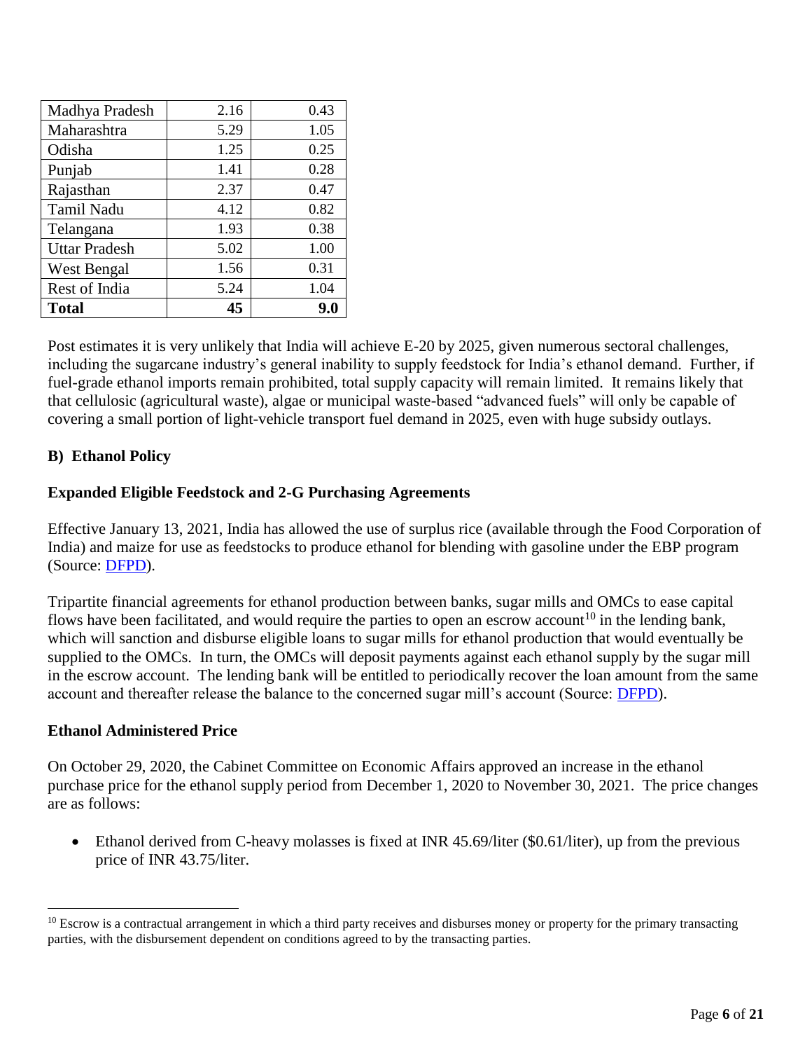| | | |
|---|---|---|
| Madhya Pradesh | 2.16 | 0.43 |
| Maharashtra | 5.29 | 1.05 |
| Odisha | 1.25 | 0.25 |
| Punjab | 1.41 | 0.28 |
| Rajasthan | 2.37 | 0.47 |
| Tamil Nadu | 4.12 | 0.82 |
| Telangana | 1.93 | 0.38 |
| Uttar Pradesh | 5.02 | 1.00 |
| West Bengal | 1.56 | 0.31 |
| Rest of India | 5.24 | 1.04 |
| **Total** | **45** | **9.0** |

Post estimates it is very unlikely that India will achieve E-20 by 2025, given numerous sectoral challenges, including the sugarcane industry's general inability to supply feedstock for India's ethanol demand. Further, if fuel-grade ethanol imports remain prohibited, total supply capacity will remain limited. It remains likely that that cellulosic (agricultural waste), algae or municipal waste-based "advanced fuels" will only be capable of covering a small portion of light-vehicle transport fuel demand in 2025, even with huge subsidy outlays.

### B) Ethanol Policy

#### Expanded Eligible Feedstock and 2-G Purchasing Agreements

Effective January 13, 2021, India has allowed the use of surplus rice (available through the Food Corporation of India) and maize for use as feedstocks to produce ethanol for blending with gasoline under the EBP program (Source: DFPD).

Tripartite financial agreements for ethanol production between banks, sugar mills and OMCs to ease capital flows have been facilitated, and would require the parties to open an escrow account[10] in the lending bank, which will sanction and disburse eligible loans to sugar mills for ethanol production that would eventually be supplied to the OMCs. In turn, the OMCs will deposit payments against each ethanol supply by the sugar mill in the escrow account. The lending bank will be entitled to periodically recover the loan amount from the same account and thereafter release the balance to the concerned sugar mill's account (Source: DFPD).

#### Ethanol Administered Price

On October 29, 2020, the Cabinet Committee on Economic Affairs approved an increase in the ethanol purchase price for the ethanol supply period from December 1, 2020 to November 30, 2021. The price changes are as follows:

- Ethanol derived from C-heavy molasses is fixed at INR 45.69/liter ($0.61/liter), up from the previous price of INR 43.75/liter.

[10] Escrow is a contractual arrangement in which a third party receives and disburses money or property for the primary transacting parties, with the disbursement dependent on conditions agreed to by the transacting parties.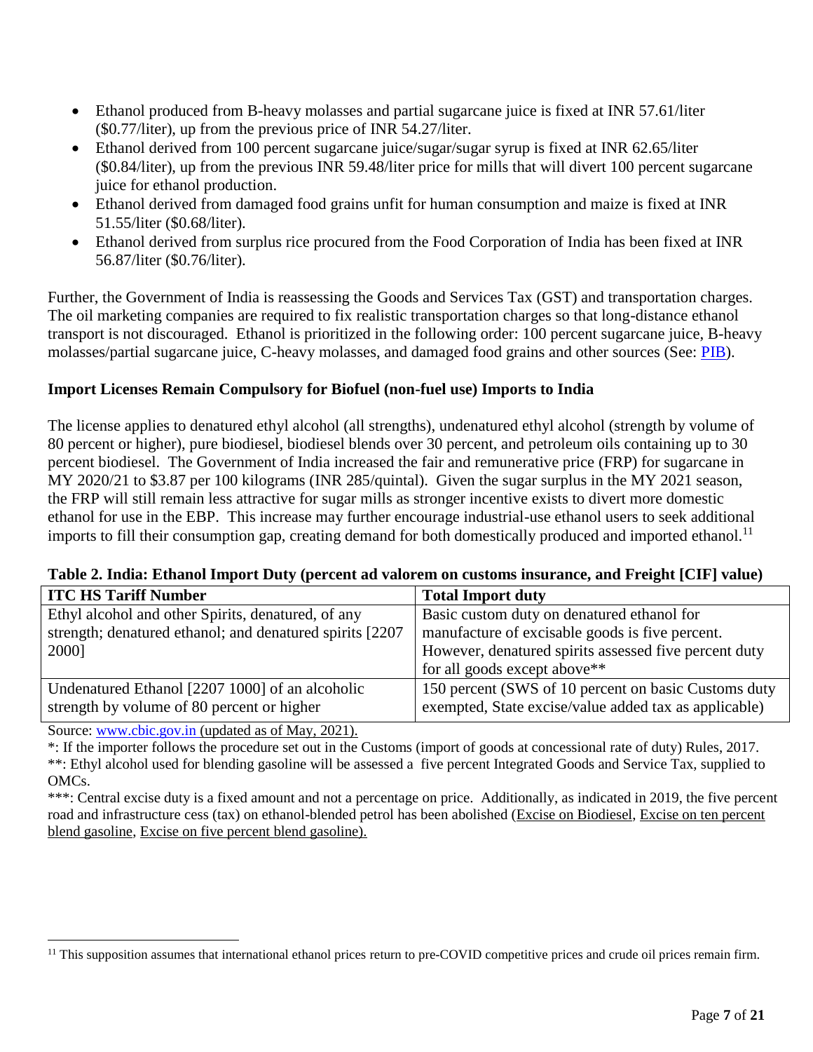- Ethanol produced from B-heavy molasses and partial sugarcane juice is fixed at INR 57.61/liter ($0.77/liter), up from the previous price of INR 54.27/liter.
- Ethanol derived from 100 percent sugarcane juice/sugar/sugar syrup is fixed at INR 62.65/liter ($0.84/liter), up from the previous INR 59.48/liter price for mills that will divert 100 percent sugarcane juice for ethanol production.
- Ethanol derived from damaged food grains unfit for human consumption and maize is fixed at INR 51.55/liter ($0.68/liter).
- Ethanol derived from surplus rice procured from the Food Corporation of India has been fixed at INR 56.87/liter ($0.76/liter).

Further, the Government of India is reassessing the Goods and Services Tax (GST) and transportation charges. The oil marketing companies are required to fix realistic transportation charges so that long-distance ethanol transport is not discouraged. Ethanol is prioritized in the following order: 100 percent sugarcane juice, B-heavy molasses/partial sugarcane juice, C-heavy molasses, and damaged food grains and other sources (See: PIB).

**Import Licenses Remain Compulsory for Biofuel (non-fuel use) Imports to India**

The license applies to denatured ethyl alcohol (all strengths), undenatured ethyl alcohol (strength by volume of 80 percent or higher), pure biodiesel, biodiesel blends over 30 percent, and petroleum oils containing up to 30 percent biodiesel. The Government of India increased the fair and remunerative price (FRP) for sugarcane in MY 2020/21 to $3.87 per 100 kilograms (INR 285/quintal). Given the sugar surplus in the MY 2021 season, the FRP will still remain less attractive for sugar mills as stronger incentive exists to divert more domestic ethanol for use in the EBP. This increase may further encourage industrial-use ethanol users to seek additional imports to fill their consumption gap, creating demand for both domestically produced and imported ethanol.[11]

**Table 2. India: Ethanol Import Duty (percent ad valorem on customs insurance, and Freight [CIF] value)**

| ITC HS Tariff Number | Total Import duty |
|---|---|
| Ethyl alcohol and other Spirits, denatured, of any strength; denatured ethanol; and denatured spirits [2207 2000] | Basic custom duty on denatured ethanol for manufacture of excisable goods is five percent. However, denatured spirits assessed five percent duty for all goods except above** |
| Undenatured Ethanol [2207 1000] of an alcoholic strength by volume of 80 percent or higher | 150 percent (SWS of 10 percent on basic Customs duty exempted, State excise/value added tax as applicable) |

Source: www.cbic.gov.in (updated as of May, 2021).

*: If the importer follows the procedure set out in the Customs (import of goods at concessional rate of duty) Rules, 2017.

**: Ethyl alcohol used for blending gasoline will be assessed a five percent Integrated Goods and Service Tax, supplied to OMCs.

***: Central excise duty is a fixed amount and not a percentage on price. Additionally, as indicated in 2019, the five percent road and infrastructure cess (tax) on ethanol-blended petrol has been abolished (Excise on Biodiesel, Excise on ten percent blend gasoline, Excise on five percent blend gasoline).

[11] This supposition assumes that international ethanol prices return to pre-COVID competitive prices and crude oil prices remain firm.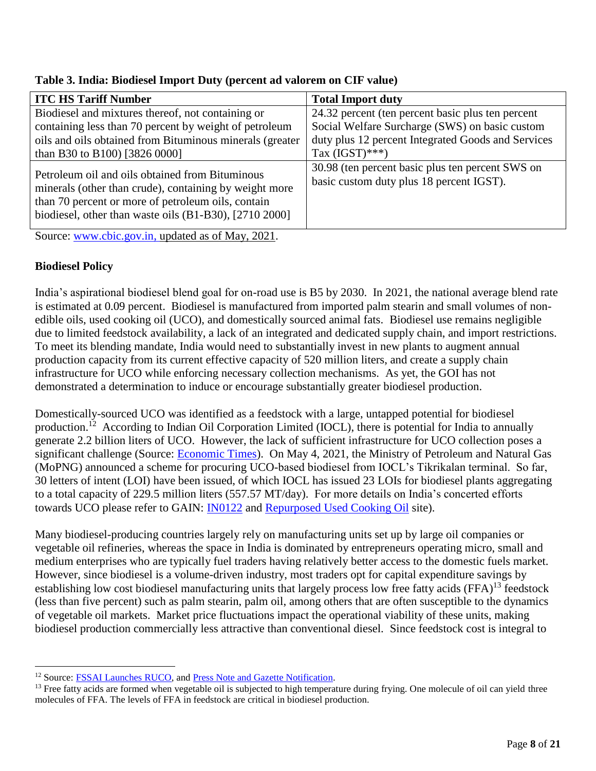**Table 3. India: Biodiesel Import Duty (percent ad valorem on CIF value)**

| ITC HS Tariff Number | Total Import duty |
| --- | --- |
| Biodiesel and mixtures thereof, not containing or containing less than 70 percent by weight of petroleum oils and oils obtained from Bituminous minerals (greater than B30 to B100) [3826 0000] | 24.32 percent (ten percent basic plus ten percent Social Welfare Surcharge (SWS) on basic custom duty plus 12 percent Integrated Goods and Services Tax (IGST)***) |
| Petroleum oil and oils obtained from Bituminous minerals (other than crude), containing by weight more than 70 percent or more of petroleum oils, contain biodiesel, other than waste oils (B1-B30), [2710 2000] | 30.98 (ten percent basic plus ten percent SWS on basic custom duty plus 18 percent IGST). |

Source: www.cbic.gov.in, updated as of May, 2021.

**Biodiesel Policy**

India's aspirational biodiesel blend goal for on-road use is B5 by 2030. In 2021, the national average blend rate is estimated at 0.09 percent. Biodiesel is manufactured from imported palm stearin and small volumes of non-edible oils, used cooking oil (UCO), and domestically sourced animal fats. Biodiesel use remains negligible due to limited feedstock availability, a lack of an integrated and dedicated supply chain, and import restrictions. To meet its blending mandate, India would need to substantially invest in new plants to augment annual production capacity from its current effective capacity of 520 million liters, and create a supply chain infrastructure for UCO while enforcing necessary collection mechanisms. As yet, the GOI has not demonstrated a determination to induce or encourage substantially greater biodiesel production.

Domestically-sourced UCO was identified as a feedstock with a large, untapped potential for biodiesel production.[12] According to Indian Oil Corporation Limited (IOCL), there is potential for India to annually generate 2.2 billion liters of UCO. However, the lack of sufficient infrastructure for UCO collection poses a significant challenge (Source: Economic Times). On May 4, 2021, the Ministry of Petroleum and Natural Gas (MoPNG) announced a scheme for procuring UCO-based biodiesel from IOCL's Tikrikalan terminal. So far, 30 letters of intent (LOI) have been issued, of which IOCL has issued 23 LOIs for biodiesel plants aggregating to a total capacity of 229.5 million liters (557.57 MT/day). For more details on India's concerted efforts towards UCO please refer to GAIN: IN0122 and Repurposed Used Cooking Oil site).

Many biodiesel-producing countries largely rely on manufacturing units set up by large oil companies or vegetable oil refineries, whereas the space in India is dominated by entrepreneurs operating micro, small and medium enterprises who are typically fuel traders having relatively better access to the domestic fuels market. However, since biodiesel is a volume-driven industry, most traders opt for capital expenditure savings by establishing low cost biodiesel manufacturing units that largely process low free fatty acids (FFA)[13] feedstock (less than five percent) such as palm stearin, palm oil, among others that are often susceptible to the dynamics of vegetable oil markets. Market price fluctuations impact the operational viability of these units, making biodiesel production commercially less attractive than conventional diesel. Since feedstock cost is integral to

[12] Source: FSSAI Launches RUCO, and Press Note and Gazette Notification.

[13] Free fatty acids are formed when vegetable oil is subjected to high temperature during frying. One molecule of oil can yield three molecules of FFA. The levels of FFA in feedstock are critical in biodiesel production.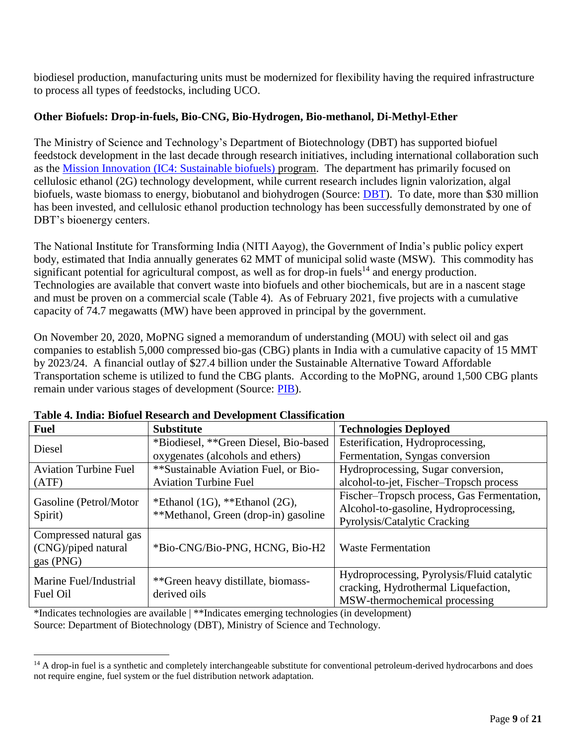biodiesel production, manufacturing units must be modernized for flexibility having the required infrastructure to process all types of feedstocks, including UCO.

**Other Biofuels: Drop-in-fuels, Bio-CNG, Bio-Hydrogen, Bio-methanol, Di-Methyl-Ether**

The Ministry of Science and Technology's Department of Biotechnology (DBT) has supported biofuel feedstock development in the last decade through research initiatives, including international collaboration such as the Mission Innovation (IC4: Sustainable biofuels) program. The department has primarily focused on cellulosic ethanol (2G) technology development, while current research includes lignin valorization, algal biofuels, waste biomass to energy, biobutanol and biohydrogen (Source: DBT). To date, more than $30 million has been invested, and cellulosic ethanol production technology has been successfully demonstrated by one of DBT's bioenergy centers.

The National Institute for Transforming India (NITI Aayog), the Government of India's public policy expert body, estimated that India annually generates 62 MMT of municipal solid waste (MSW). This commodity has significant potential for agricultural compost, as well as for drop-in fuels[14] and energy production. Technologies are available that convert waste into biofuels and other biochemicals, but are in a nascent stage and must be proven on a commercial scale (Table 4). As of February 2021, five projects with a cumulative capacity of 74.7 megawatts (MW) have been approved in principal by the government.

On November 20, 2020, MoPNG signed a memorandum of understanding (MOU) with select oil and gas companies to establish 5,000 compressed bio-gas (CBG) plants in India with a cumulative capacity of 15 MMT by 2023/24. A financial outlay of $27.4 billion under the Sustainable Alternative Toward Affordable Transportation scheme is utilized to fund the CBG plants. According to the MoPNG, around 1,500 CBG plants remain under various stages of development (Source: PIB).

**Table 4. India: Biofuel Research and Development Classification**

| Fuel | Substitute | Technologies Deployed |
|---|---|---|
| Diesel | *Biodiesel, **Green Diesel, Bio-based oxygenates (alcohols and ethers) | Esterification, Hydroprocessing, Fermentation, Syngas conversion |
| Aviation Turbine Fuel (ATF) | **Sustainable Aviation Fuel, or Bio-Aviation Turbine Fuel | Hydroprocessing, Sugar conversion, alcohol-to-jet, Fischer–Tropsch process |
| Gasoline (Petrol/Motor Spirit) | *Ethanol (1G), **Ethanol (2G), **Methanol, Green (drop-in) gasoline | Fischer–Tropsch process, Gas Fermentation, Alcohol-to-gasoline, Hydroprocessing, Pyrolysis/Catalytic Cracking |
| Compressed natural gas (CNG)/piped natural gas (PNG) | *Bio-CNG/Bio-PNG, HCNG, Bio-H2 | Waste Fermentation |
| Marine Fuel/Industrial Fuel Oil | **Green heavy distillate, biomass-derived oils | Hydroprocessing, Pyrolysis/Fluid catalytic cracking, Hydrothermal Liquefaction, MSW-thermochemical processing |

*Indicates technologies are available | **Indicates emerging technologies (in development)
Source: Department of Biotechnology (DBT), Ministry of Science and Technology.

[14] A drop-in fuel is a synthetic and completely interchangeable substitute for conventional petroleum-derived hydrocarbons and does not require engine, fuel system or the fuel distribution network adaptation.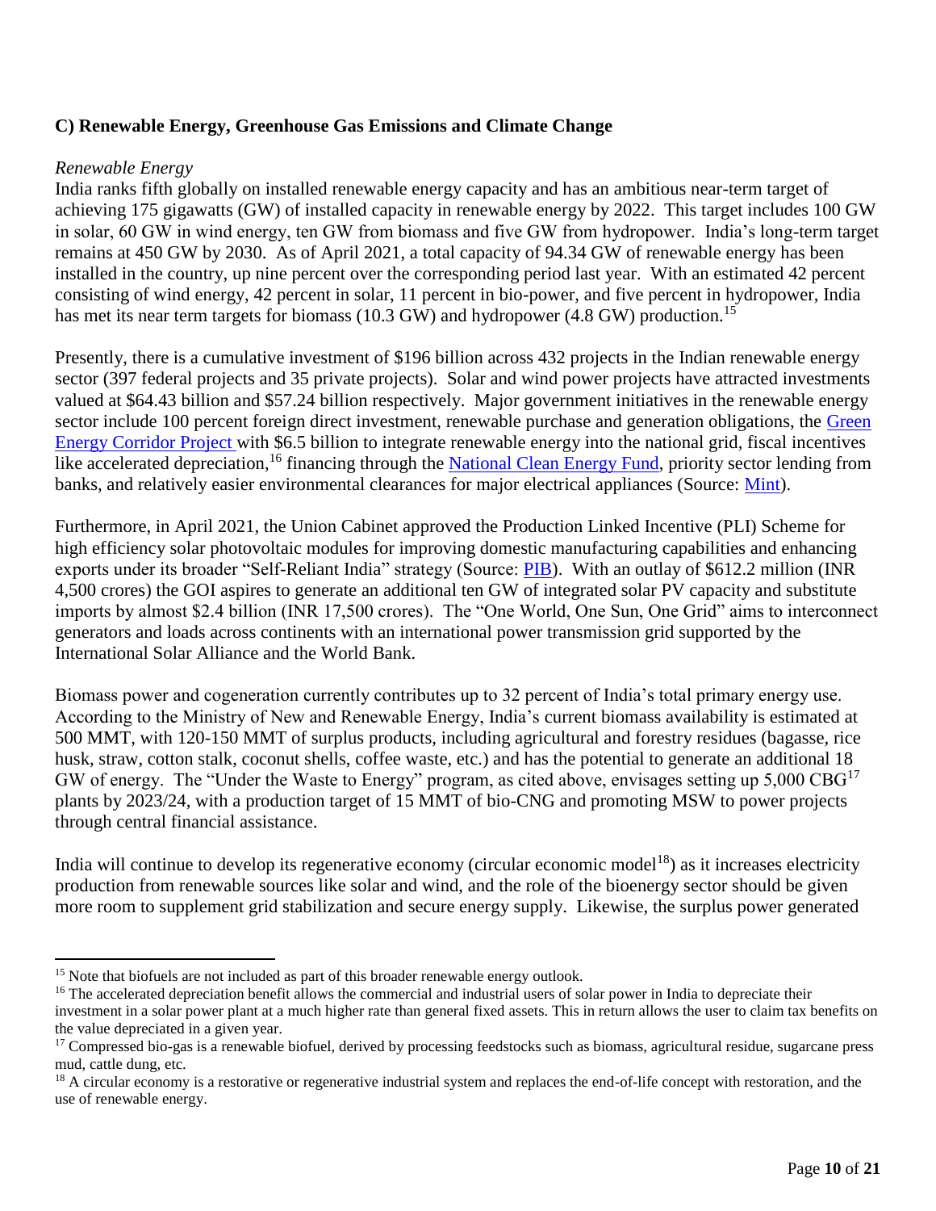### C) Renewable Energy, Greenhouse Gas Emissions and Climate Change

*Renewable Energy*

India ranks fifth globally on installed renewable energy capacity and has an ambitious near-term target of achieving 175 gigawatts (GW) of installed capacity in renewable energy by 2022. This target includes 100 GW in solar, 60 GW in wind energy, ten GW from biomass and five GW from hydropower. India's long-term target remains at 450 GW by 2030. As of April 2021, a total capacity of 94.34 GW of renewable energy has been installed in the country, up nine percent over the corresponding period last year. With an estimated 42 percent consisting of wind energy, 42 percent in solar, 11 percent in bio-power, and five percent in hydropower, India has met its near term targets for biomass (10.3 GW) and hydropower (4.8 GW) production.[15]

Presently, there is a cumulative investment of $196 billion across 432 projects in the Indian renewable energy sector (397 federal projects and 35 private projects). Solar and wind power projects have attracted investments valued at $64.43 billion and $57.24 billion respectively. Major government initiatives in the renewable energy sector include 100 percent foreign direct investment, renewable purchase and generation obligations, the Green Energy Corridor Project with $6.5 billion to integrate renewable energy into the national grid, fiscal incentives like accelerated depreciation,[16] financing through the National Clean Energy Fund, priority sector lending from banks, and relatively easier environmental clearances for major electrical appliances (Source: Mint).

Furthermore, in April 2021, the Union Cabinet approved the Production Linked Incentive (PLI) Scheme for high efficiency solar photovoltaic modules for improving domestic manufacturing capabilities and enhancing exports under its broader "Self-Reliant India" strategy (Source: PIB). With an outlay of $612.2 million (INR 4,500 crores) the GOI aspires to generate an additional ten GW of integrated solar PV capacity and substitute imports by almost $2.4 billion (INR 17,500 crores). The "One World, One Sun, One Grid" aims to interconnect generators and loads across continents with an international power transmission grid supported by the International Solar Alliance and the World Bank.

Biomass power and cogeneration currently contributes up to 32 percent of India's total primary energy use. According to the Ministry of New and Renewable Energy, India's current biomass availability is estimated at 500 MMT, with 120-150 MMT of surplus products, including agricultural and forestry residues (bagasse, rice husk, straw, cotton stalk, coconut shells, coffee waste, etc.) and has the potential to generate an additional 18 GW of energy. The "Under the Waste to Energy" program, as cited above, envisages setting up 5,000 CBG[17] plants by 2023/24, with a production target of 15 MMT of bio-CNG and promoting MSW to power projects through central financial assistance.

India will continue to develop its regenerative economy (circular economic model[18]) as it increases electricity production from renewable sources like solar and wind, and the role of the bioenergy sector should be given more room to supplement grid stabilization and secure energy supply. Likewise, the surplus power generated

---

[15] Note that biofuels are not included as part of this broader renewable energy outlook.

[16] The accelerated depreciation benefit allows the commercial and industrial users of solar power in India to depreciate their investment in a solar power plant at a much higher rate than general fixed assets. This in return allows the user to claim tax benefits on the value depreciated in a given year.

[17] Compressed bio-gas is a renewable biofuel, derived by processing feedstocks such as biomass, agricultural residue, sugarcane press mud, cattle dung, etc.

[18] A circular economy is a restorative or regenerative industrial system and replaces the end-of-life concept with restoration, and the use of renewable energy.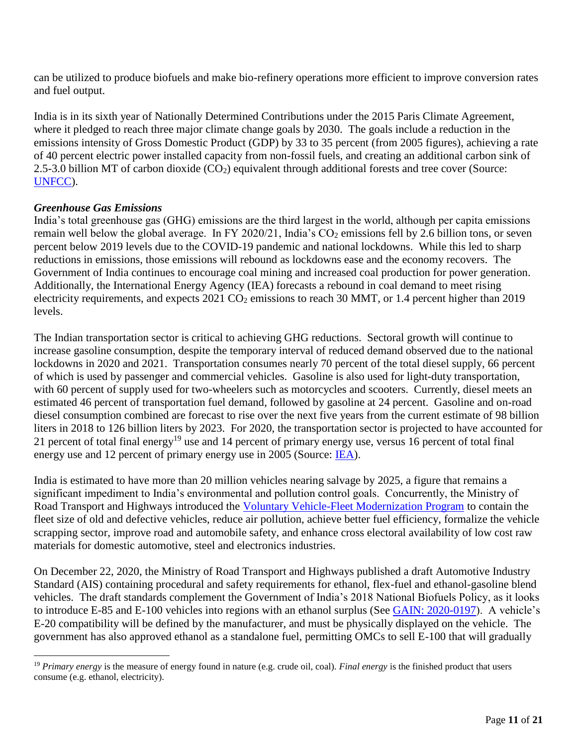can be utilized to produce biofuels and make bio-refinery operations more efficient to improve conversion rates and fuel output.

India is in its sixth year of Nationally Determined Contributions under the 2015 Paris Climate Agreement, where it pledged to reach three major climate change goals by 2030. The goals include a reduction in the emissions intensity of Gross Domestic Product (GDP) by 33 to 35 percent (from 2005 figures), achieving a rate of 40 percent electric power installed capacity from non-fossil fuels, and creating an additional carbon sink of 2.5-3.0 billion MT of carbon dioxide ($CO_2$) equivalent through additional forests and tree cover (Source: [UNFCC]).

### *Greenhouse Gas Emissions*

India's total greenhouse gas (GHG) emissions are the third largest in the world, although per capita emissions remain well below the global average. In FY 2020/21, India's $CO_2$ emissions fell by 2.6 billion tons, or seven percent below 2019 levels due to the COVID-19 pandemic and national lockdowns. While this led to sharp reductions in emissions, those emissions will rebound as lockdowns ease and the economy recovers. The Government of India continues to encourage coal mining and increased coal production for power generation. Additionally, the International Energy Agency (IEA) forecasts a rebound in coal demand to meet rising electricity requirements, and expects 2021 $CO_2$ emissions to reach 30 MMT, or 1.4 percent higher than 2019 levels.

The Indian transportation sector is critical to achieving GHG reductions. Sectoral growth will continue to increase gasoline consumption, despite the temporary interval of reduced demand observed due to the national lockdowns in 2020 and 2021. Transportation consumes nearly 70 percent of the total diesel supply, 66 percent of which is used by passenger and commercial vehicles. Gasoline is also used for light-duty transportation, with 60 percent of supply used for two-wheelers such as motorcycles and scooters. Currently, diesel meets an estimated 46 percent of transportation fuel demand, followed by gasoline at 24 percent. Gasoline and on-road diesel consumption combined are forecast to rise over the next five years from the current estimate of 98 billion liters in 2018 to 126 billion liters by 2023. For 2020, the transportation sector is projected to have accounted for 21 percent of total final energy[19] use and 14 percent of primary energy use, versus 16 percent of total final energy use and 12 percent of primary energy use in 2005 (Source: [IEA]).

India is estimated to have more than 20 million vehicles nearing salvage by 2025, a figure that remains a significant impediment to India's environmental and pollution control goals. Concurrently, the Ministry of Road Transport and Highways introduced the [Voluntary Vehicle-Fleet Modernization Program] to contain the fleet size of old and defective vehicles, reduce air pollution, achieve better fuel efficiency, formalize the vehicle scrapping sector, improve road and automobile safety, and enhance cross electoral availability of low cost raw materials for domestic automotive, steel and electronics industries.

On December 22, 2020, the Ministry of Road Transport and Highways published a draft Automotive Industry Standard (AIS) containing procedural and safety requirements for ethanol, flex-fuel and ethanol-gasoline blend vehicles. The draft standards complement the Government of India's 2018 National Biofuels Policy, as it looks to introduce E-85 and E-100 vehicles into regions with an ethanol surplus (See [GAIN: 2020-0197]). A vehicle's E-20 compatibility will be defined by the manufacturer, and must be physically displayed on the vehicle. The government has also approved ethanol as a standalone fuel, permitting OMCs to sell E-100 that will gradually

[19] *Primary energy* is the measure of energy found in nature (e.g. crude oil, coal). *Final energy* is the finished product that users consume (e.g. ethanol, electricity).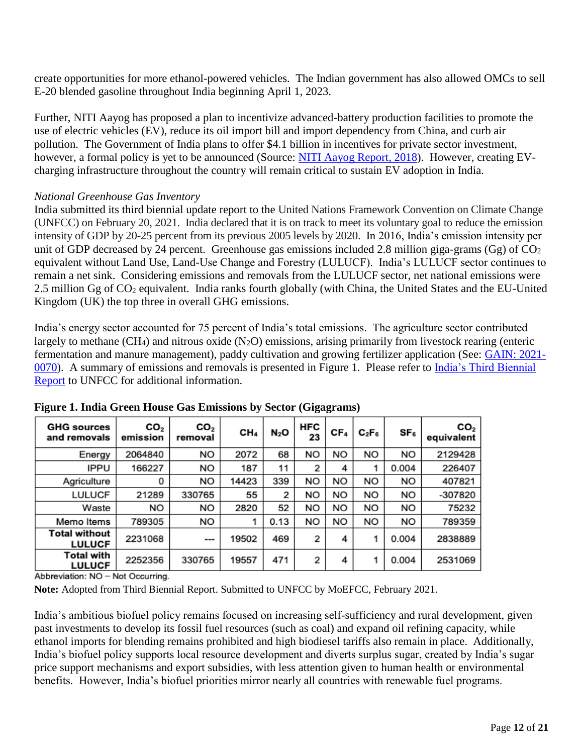create opportunities for more ethanol-powered vehicles. The Indian government has also allowed OMCs to sell E-20 blended gasoline throughout India beginning April 1, 2023.

Further, NITI Aayog has proposed a plan to incentivize advanced-battery production facilities to promote the use of electric vehicles (EV), reduce its oil import bill and import dependency from China, and curb air pollution. The Government of India plans to offer $4.1 billion in incentives for private sector investment, however, a formal policy is yet to be announced (Source: NITI Aayog Report, 2018). However, creating EV-charging infrastructure throughout the country will remain critical to sustain EV adoption in India.

*National Greenhouse Gas Inventory*

India submitted its third biennial update report to the United Nations Framework Convention on Climate Change (UNFCC) on February 20, 2021. India declared that it is on track to meet its voluntary goal to reduce the emission intensity of GDP by 20-25 percent from its previous 2005 levels by 2020. In 2016, India's emission intensity per unit of GDP decreased by 24 percent. Greenhouse gas emissions included 2.8 million giga-grams (Gg) of $CO_2$ equivalent without Land Use, Land-Use Change and Forestry (LULUCF). India's LULUCF sector continues to remain a net sink. Considering emissions and removals from the LULUCF sector, net national emissions were 2.5 million Gg of $CO_2$ equivalent. India ranks fourth globally (with China, the United States and the EU-United Kingdom (UK) the top three in overall GHG emissions.

India's energy sector accounted for 75 percent of India's total emissions. The agriculture sector contributed largely to methane ($CH_4$) and nitrous oxide ($N_2O$) emissions, arising primarily from livestock rearing (enteric fermentation and manure management), paddy cultivation and growing fertilizer application (See: GAIN: 2021-0070). A summary of emissions and removals is presented in Figure 1. Please refer to India's Third Biennial Report to UNFCC for additional information.

**Figure 1. India Green House Gas Emissions by Sector (Gigagrams)**

| GHG sources and removals | $CO_2$ emission | $CO_2$ removal | $CH_4$ | $N_2O$ | HFC 23 | $CF_4$ | $C_2F_6$ | $SF_6$ | $CO_2$ equivalent |
|---|---|---|---|---|---|---|---|---|---|
| Energy | 2064840 | NO | 2072 | 68 | NO | NO | NO | NO | 2129428 |
| IPPU | 166227 | NO | 187 | 11 | 2 | 4 | 1 | 0.004 | 226407 |
| Agriculture | 0 | NO | 14423 | 339 | NO | NO | NO | NO | 407821 |
| LULUCF | 21289 | 330765 | 55 | 2 | NO | NO | NO | NO | -307820 |
| Waste | NO | NO | 2820 | 52 | NO | NO | NO | NO | 75232 |
| Memo Items | 789305 | NO | 1 | 0.13 | NO | NO | NO | NO | 789359 |
| Total without LULUCF | 2231068 | --- | 19502 | 469 | 2 | 4 | 1 | 0.004 | 2838889 |
| Total with LULUCF | 2252356 | 330765 | 19557 | 471 | 2 | 4 | 1 | 0.004 | 2531069 |

Abbreviation: NO – Not Occurring.

**Note:** Adopted from Third Biennial Report. Submitted to UNFCC by MoEFCC, February 2021.

India's ambitious biofuel policy remains focused on increasing self-sufficiency and rural development, given past investments to develop its fossil fuel resources (such as coal) and expand oil refining capacity, while ethanol imports for blending remains prohibited and high biodiesel tariffs also remain in place. Additionally, India's biofuel policy supports local resource development and diverts surplus sugar, created by India's sugar price support mechanisms and export subsidies, with less attention given to human health or environmental benefits. However, India's biofuel priorities mirror nearly all countries with renewable fuel programs.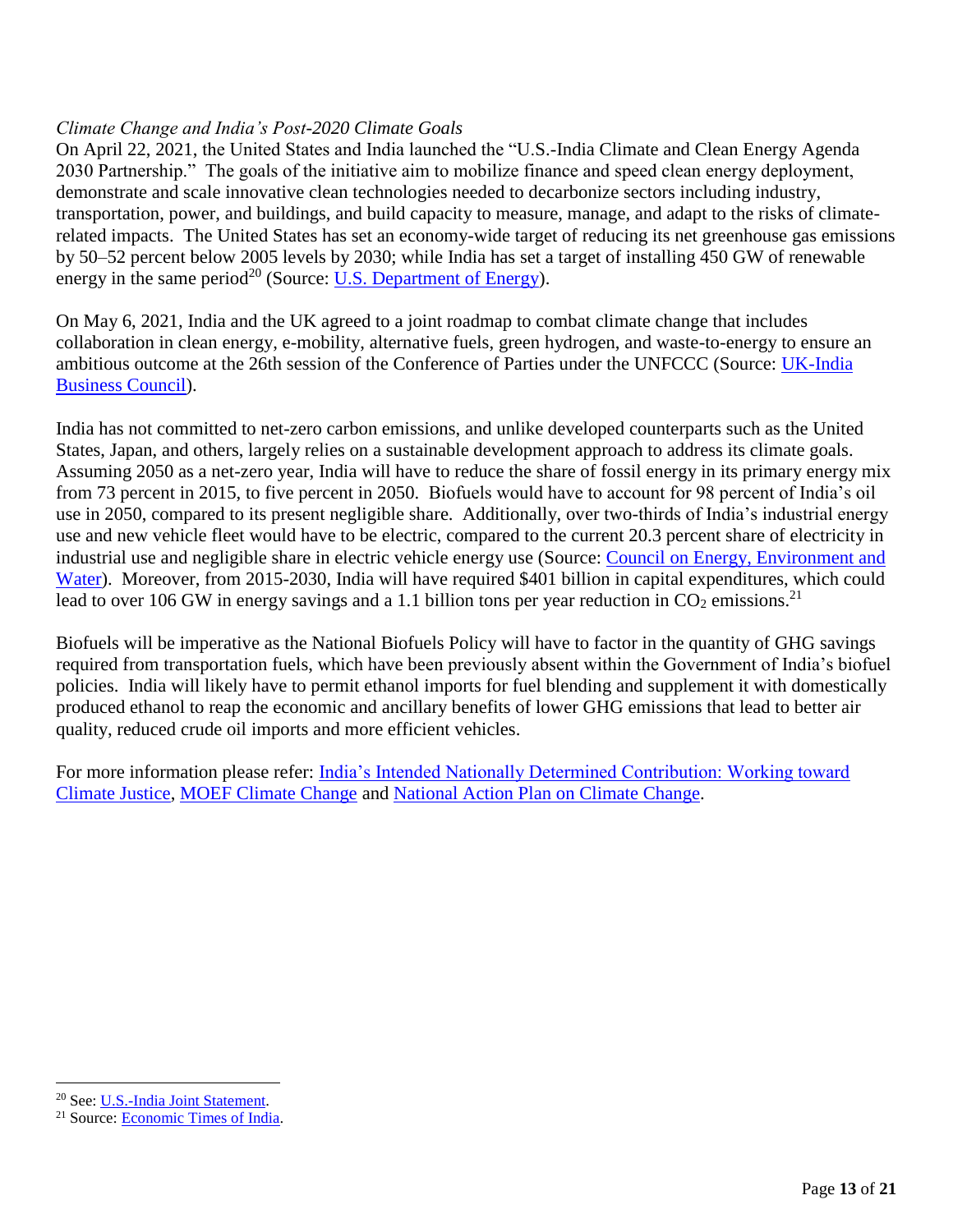*Climate Change and India's Post-2020 Climate Goals*

On April 22, 2021, the United States and India launched the "U.S.-India Climate and Clean Energy Agenda 2030 Partnership." The goals of the initiative aim to mobilize finance and speed clean energy deployment, demonstrate and scale innovative clean technologies needed to decarbonize sectors including industry, transportation, power, and buildings, and build capacity to measure, manage, and adapt to the risks of climate-related impacts. The United States has set an economy-wide target of reducing its net greenhouse gas emissions by 50–52 percent below 2005 levels by 2030; while India has set a target of installing 450 GW of renewable energy in the same period[20] (Source: U.S. Department of Energy).

On May 6, 2021, India and the UK agreed to a joint roadmap to combat climate change that includes collaboration in clean energy, e-mobility, alternative fuels, green hydrogen, and waste-to-energy to ensure an ambitious outcome at the 26th session of the Conference of Parties under the UNFCCC (Source: UK-India Business Council).

India has not committed to net-zero carbon emissions, and unlike developed counterparts such as the United States, Japan, and others, largely relies on a sustainable development approach to address its climate goals. Assuming 2050 as a net-zero year, India will have to reduce the share of fossil energy in its primary energy mix from 73 percent in 2015, to five percent in 2050. Biofuels would have to account for 98 percent of India's oil use in 2050, compared to its present negligible share. Additionally, over two-thirds of India's industrial energy use and new vehicle fleet would have to be electric, compared to the current 20.3 percent share of electricity in industrial use and negligible share in electric vehicle energy use (Source: Council on Energy, Environment and Water). Moreover, from 2015-2030, India will have required $401 billion in capital expenditures, which could lead to over 106 GW in energy savings and a 1.1 billion tons per year reduction in $CO_2$ emissions.[21]

Biofuels will be imperative as the National Biofuels Policy will have to factor in the quantity of GHG savings required from transportation fuels, which have been previously absent within the Government of India's biofuel policies. India will likely have to permit ethanol imports for fuel blending and supplement it with domestically produced ethanol to reap the economic and ancillary benefits of lower GHG emissions that lead to better air quality, reduced crude oil imports and more efficient vehicles.

For more information please refer: India's Intended Nationally Determined Contribution: Working toward Climate Justice, MOEF Climate Change and National Action Plan on Climate Change.

---

[20] See: U.S.-India Joint Statement.

[21] Source: Economic Times of India.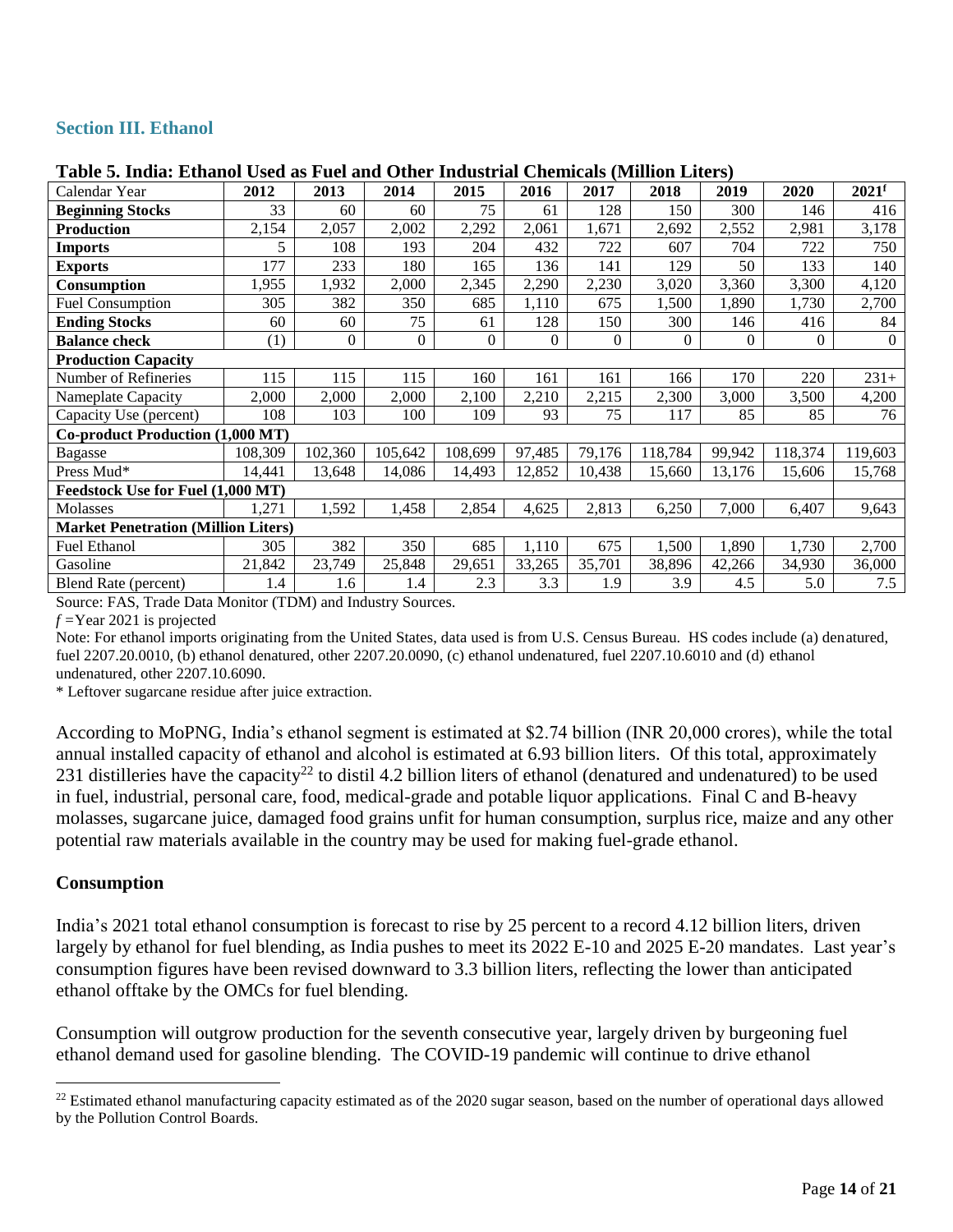## Section III. Ethanol

**Table 5. India: Ethanol Used as Fuel and Other Industrial Chemicals (Million Liters)**

| Calendar Year | 2012 | 2013 | 2014 | 2015 | 2016 | 2017 | 2018 | 2019 | 2020 | 2021[f] |
|---|---|---|---|---|---|---|---|---|---|---|
| **Beginning Stocks** | 33 | 60 | 60 | 75 | 61 | 128 | 150 | 300 | 146 | 416 |
| **Production** | 2,154 | 2,057 | 2,002 | 2,292 | 2,061 | 1,671 | 2,692 | 2,552 | 2,981 | 3,178 |
| **Imports** | 5 | 108 | 193 | 204 | 432 | 722 | 607 | 704 | 722 | 750 |
| **Exports** | 177 | 233 | 180 | 165 | 136 | 141 | 129 | 50 | 133 | 140 |
| **Consumption** | 1,955 | 1,932 | 2,000 | 2,345 | 2,290 | 2,230 | 3,020 | 3,360 | 3,300 | 4,120 |
| Fuel Consumption | 305 | 382 | 350 | 685 | 1,110 | 675 | 1,500 | 1,890 | 1,730 | 2,700 |
| **Ending Stocks** | 60 | 60 | 75 | 61 | 128 | 150 | 300 | 146 | 416 | 84 |
| **Balance check** | (1) | 0 | 0 | 0 | 0 | 0 | 0 | 0 | 0 | 0 |
| **Production Capacity** | | | | | | | | | | |
| Number of Refineries | 115 | 115 | 115 | 160 | 161 | 161 | 166 | 170 | 220 | 231+ |
| Nameplate Capacity | 2,000 | 2,000 | 2,000 | 2,100 | 2,210 | 2,215 | 2,300 | 3,000 | 3,500 | 4,200 |
| Capacity Use (percent) | 108 | 103 | 100 | 109 | 93 | 75 | 117 | 85 | 85 | 76 |
| **Co-product Production (1,000 MT)** | | | | | | | | | | |
| Bagasse | 108,309 | 102,360 | 105,642 | 108,699 | 97,485 | 79,176 | 118,784 | 99,942 | 118,374 | 119,603 |
| Press Mud* | 14,441 | 13,648 | 14,086 | 14,493 | 12,852 | 10,438 | 15,660 | 13,176 | 15,606 | 15,768 |
| **Feedstock Use for Fuel (1,000 MT)** | | | | | | | | | | |
| Molasses | 1,271 | 1,592 | 1,458 | 2,854 | 4,625 | 2,813 | 6,250 | 7,000 | 6,407 | 9,643 |
| **Market Penetration (Million Liters)** | | | | | | | | | | |
| Fuel Ethanol | 305 | 382 | 350 | 685 | 1,110 | 675 | 1,500 | 1,890 | 1,730 | 2,700 |
| Gasoline | 21,842 | 23,749 | 25,848 | 29,651 | 33,265 | 35,701 | 38,896 | 42,266 | 34,930 | 36,000 |
| Blend Rate (percent) | 1.4 | 1.6 | 1.4 | 2.3 | 3.3 | 1.9 | 3.9 | 4.5 | 5.0 | 7.5 |

Source: FAS, Trade Data Monitor (TDM) and Industry Sources.

*f* =Year 2021 is projected

Note: For ethanol imports originating from the United States, data used is from U.S. Census Bureau. HS codes include (a) denatured, fuel 2207.20.0010, (b) ethanol denatured, other 2207.20.0090, (c) ethanol undenatured, fuel 2207.10.6010 and (d) ethanol undenatured, other 2207.10.6090.

\* Leftover sugarcane residue after juice extraction.

According to MoPNG, India's ethanol segment is estimated at $2.74 billion (INR 20,000 crores), while the total annual installed capacity of ethanol and alcohol is estimated at 6.93 billion liters. Of this total, approximately 231 distilleries have the capacity[22] to distil 4.2 billion liters of ethanol (denatured and undenatured) to be used in fuel, industrial, personal care, food, medical-grade and potable liquor applications. Final C and B-heavy molasses, sugarcane juice, damaged food grains unfit for human consumption, surplus rice, maize and any other potential raw materials available in the country may be used for making fuel-grade ethanol.

### Consumption

India's 2021 total ethanol consumption is forecast to rise by 25 percent to a record 4.12 billion liters, driven largely by ethanol for fuel blending, as India pushes to meet its 2022 E-10 and 2025 E-20 mandates. Last year's consumption figures have been revised downward to 3.3 billion liters, reflecting the lower than anticipated ethanol offtake by the OMCs for fuel blending.

Consumption will outgrow production for the seventh consecutive year, largely driven by burgeoning fuel ethanol demand used for gasoline blending. The COVID-19 pandemic will continue to drive ethanol

[22] Estimated ethanol manufacturing capacity estimated as of the 2020 sugar season, based on the number of operational days allowed by the Pollution Control Boards.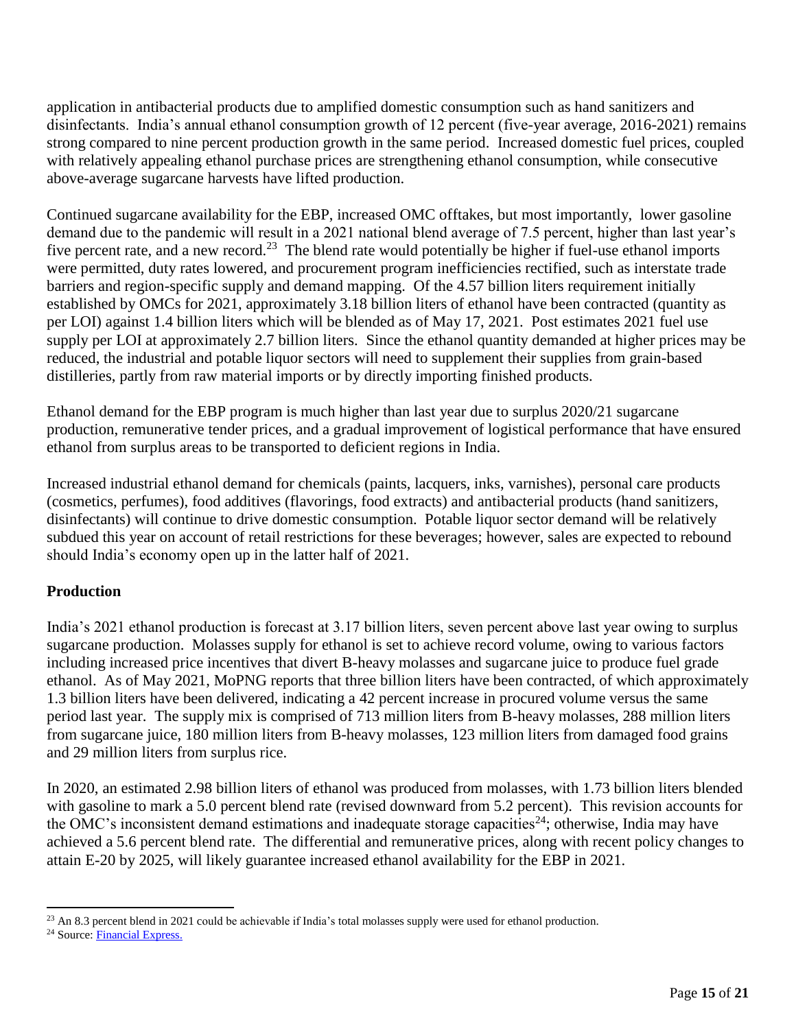application in antibacterial products due to amplified domestic consumption such as hand sanitizers and disinfectants. India's annual ethanol consumption growth of 12 percent (five-year average, 2016-2021) remains strong compared to nine percent production growth in the same period. Increased domestic fuel prices, coupled with relatively appealing ethanol purchase prices are strengthening ethanol consumption, while consecutive above-average sugarcane harvests have lifted production.

Continued sugarcane availability for the EBP, increased OMC offtakes, but most importantly, lower gasoline demand due to the pandemic will result in a 2021 national blend average of 7.5 percent, higher than last year's five percent rate, and a new record.[23] The blend rate would potentially be higher if fuel-use ethanol imports were permitted, duty rates lowered, and procurement program inefficiencies rectified, such as interstate trade barriers and region-specific supply and demand mapping. Of the 4.57 billion liters requirement initially established by OMCs for 2021, approximately 3.18 billion liters of ethanol have been contracted (quantity as per LOI) against 1.4 billion liters which will be blended as of May 17, 2021. Post estimates 2021 fuel use supply per LOI at approximately 2.7 billion liters. Since the ethanol quantity demanded at higher prices may be reduced, the industrial and potable liquor sectors will need to supplement their supplies from grain-based distilleries, partly from raw material imports or by directly importing finished products.

Ethanol demand for the EBP program is much higher than last year due to surplus 2020/21 sugarcane production, remunerative tender prices, and a gradual improvement of logistical performance that have ensured ethanol from surplus areas to be transported to deficient regions in India.

Increased industrial ethanol demand for chemicals (paints, lacquers, inks, varnishes), personal care products (cosmetics, perfumes), food additives (flavorings, food extracts) and antibacterial products (hand sanitizers, disinfectants) will continue to drive domestic consumption. Potable liquor sector demand will be relatively subdued this year on account of retail restrictions for these beverages; however, sales are expected to rebound should India's economy open up in the latter half of 2021.

**Production**

India's 2021 ethanol production is forecast at 3.17 billion liters, seven percent above last year owing to surplus sugarcane production. Molasses supply for ethanol is set to achieve record volume, owing to various factors including increased price incentives that divert B-heavy molasses and sugarcane juice to produce fuel grade ethanol. As of May 2021, MoPNG reports that three billion liters have been contracted, of which approximately 1.3 billion liters have been delivered, indicating a 42 percent increase in procured volume versus the same period last year. The supply mix is comprised of 713 million liters from B-heavy molasses, 288 million liters from sugarcane juice, 180 million liters from B-heavy molasses, 123 million liters from damaged food grains and 29 million liters from surplus rice.

In 2020, an estimated 2.98 billion liters of ethanol was produced from molasses, with 1.73 billion liters blended with gasoline to mark a 5.0 percent blend rate (revised downward from 5.2 percent). This revision accounts for the OMC's inconsistent demand estimations and inadequate storage capacities[24]; otherwise, India may have achieved a 5.6 percent blend rate. The differential and remunerative prices, along with recent policy changes to attain E-20 by 2025, will likely guarantee increased ethanol availability for the EBP in 2021.

---

[23] An 8.3 percent blend in 2021 could be achievable if India's total molasses supply were used for ethanol production.

[24] Source: Financial Express.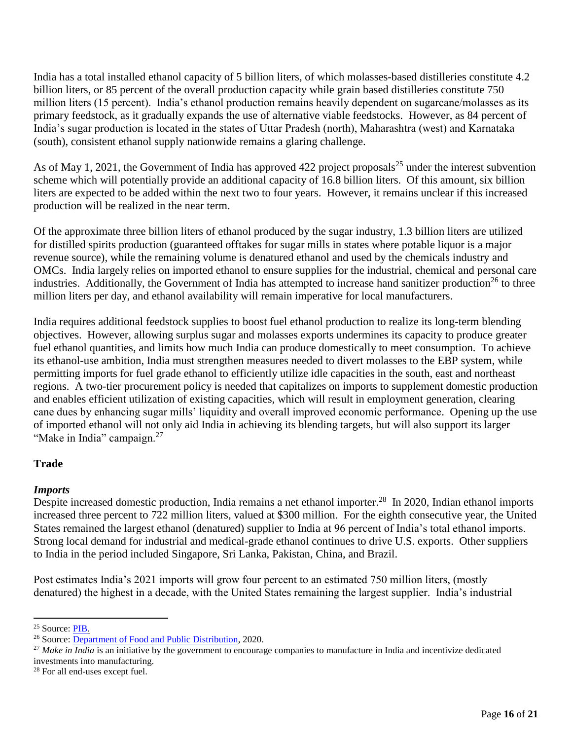India has a total installed ethanol capacity of 5 billion liters, of which molasses-based distilleries constitute 4.2 billion liters, or 85 percent of the overall production capacity while grain based distilleries constitute 750 million liters (15 percent). India's ethanol production remains heavily dependent on sugarcane/molasses as its primary feedstock, as it gradually expands the use of alternative viable feedstocks. However, as 84 percent of India's sugar production is located in the states of Uttar Pradesh (north), Maharashtra (west) and Karnataka (south), consistent ethanol supply nationwide remains a glaring challenge.

As of May 1, 2021, the Government of India has approved 422 project proposals[25] under the interest subvention scheme which will potentially provide an additional capacity of 16.8 billion liters. Of this amount, six billion liters are expected to be added within the next two to four years. However, it remains unclear if this increased production will be realized in the near term.

Of the approximate three billion liters of ethanol produced by the sugar industry, 1.3 billion liters are utilized for distilled spirits production (guaranteed offtakes for sugar mills in states where potable liquor is a major revenue source), while the remaining volume is denatured ethanol and used by the chemicals industry and OMCs. India largely relies on imported ethanol to ensure supplies for the industrial, chemical and personal care industries. Additionally, the Government of India has attempted to increase hand sanitizer production[26] to three million liters per day, and ethanol availability will remain imperative for local manufacturers.

India requires additional feedstock supplies to boost fuel ethanol production to realize its long-term blending objectives. However, allowing surplus sugar and molasses exports undermines its capacity to produce greater fuel ethanol quantities, and limits how much India can produce domestically to meet consumption. To achieve its ethanol-use ambition, India must strengthen measures needed to divert molasses to the EBP system, while permitting imports for fuel grade ethanol to efficiently utilize idle capacities in the south, east and northeast regions. A two-tier procurement policy is needed that capitalizes on imports to supplement domestic production and enables efficient utilization of existing capacities, which will result in employment generation, clearing cane dues by enhancing sugar mills' liquidity and overall improved economic performance. Opening up the use of imported ethanol will not only aid India in achieving its blending targets, but will also support its larger "Make in India" campaign.[27]

## Trade

### *Imports*

Despite increased domestic production, India remains a net ethanol importer.[28] In 2020, Indian ethanol imports increased three percent to 722 million liters, valued at $300 million. For the eighth consecutive year, the United States remained the largest ethanol (denatured) supplier to India at 96 percent of India's total ethanol imports. Strong local demand for industrial and medical-grade ethanol continues to drive U.S. exports. Other suppliers to India in the period included Singapore, Sri Lanka, Pakistan, China, and Brazil.

Post estimates India's 2021 imports will grow four percent to an estimated 750 million liters, (mostly denatured) the highest in a decade, with the United States remaining the largest supplier. India's industrial

---

[25] Source: PIB.

[26] Source: Department of Food and Public Distribution, 2020.

[27] *Make in India* is an initiative by the government to encourage companies to manufacture in India and incentivize dedicated investments into manufacturing.

[28] For all end-uses except fuel.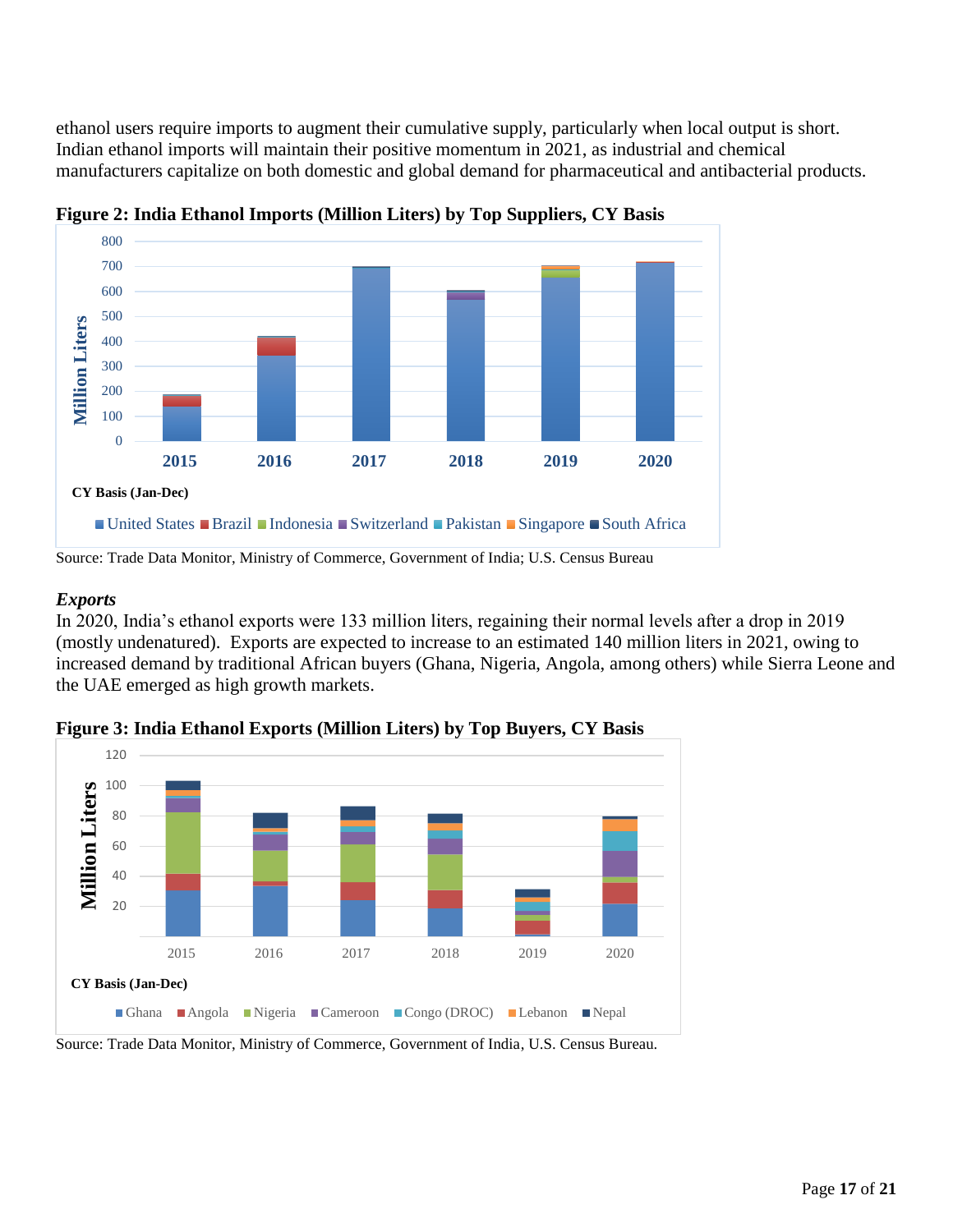ethanol users require imports to augment their cumulative supply, particularly when local output is short. Indian ethanol imports will maintain their positive momentum in 2021, as industrial and chemical manufacturers capitalize on both domestic and global demand for pharmaceutical and antibacterial products.

**Figure 2: India Ethanol Imports (Million Liters) by Top Suppliers, CY Basis**

Million Liters

800
700
600
500
400
300
200
100
0

2015 2016 2017 2018 2019 2020

CY Basis (Jan-Dec)

United States, Brazil, Indonesia, Switzerland, Pakistan, Singapore, South Africa

Source: Trade Data Monitor, Ministry of Commerce, Government of India; U.S. Census Bureau

### *Exports*

In 2020, India's ethanol exports were 133 million liters, regaining their normal levels after a drop in 2019 (mostly undenatured). Exports are expected to increase to an estimated 140 million liters in 2021, owing to increased demand by traditional African buyers (Ghana, Nigeria, Angola, among others) while Sierra Leone and the UAE emerged as high growth markets.

**Figure 3: India Ethanol Exports (Million Liters) by Top Buyers, CY Basis**

Million Liters

120
100
80
60
40
20

2015 2016 2017 2018 2019 2020

CY Basis (Jan-Dec)

Ghana, Angola, Nigeria, Cameroon, Congo (DROC), Lebanon, Nepal

Source: Trade Data Monitor, Ministry of Commerce, Government of India, U.S. Census Bureau.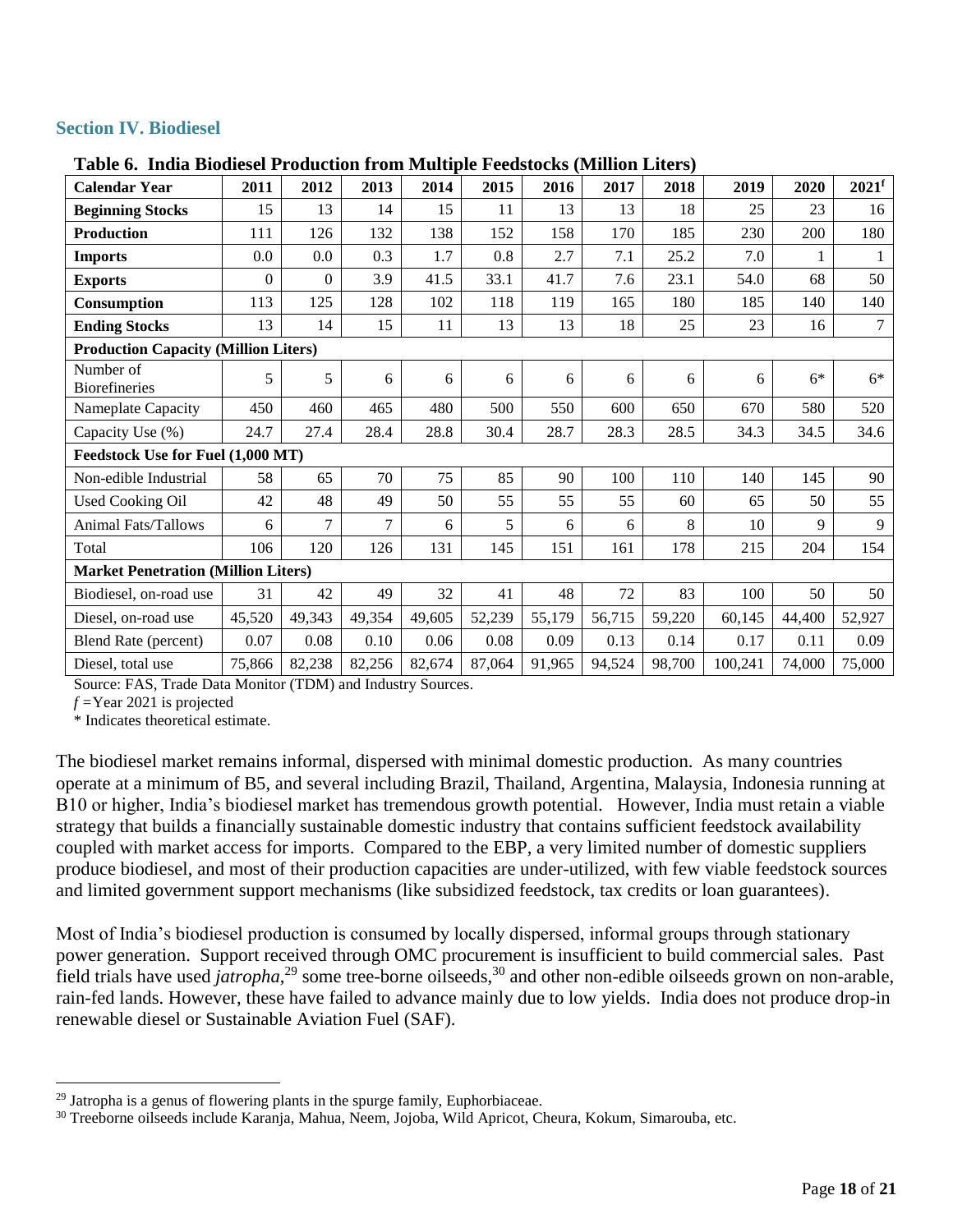## Section IV. Biodiesel

**Table 6. India Biodiesel Production from Multiple Feedstocks (Million Liters)**

| Calendar Year | 2011 | 2012 | 2013 | 2014 | 2015 | 2016 | 2017 | 2018 | 2019 | 2020 | 2021[f] |
|---|---|---|---|---|---|---|---|---|---|---|---|
| **Beginning Stocks** | 15 | 13 | 14 | 15 | 11 | 13 | 13 | 18 | 25 | 23 | 16 |
| **Production** | 111 | 126 | 132 | 138 | 152 | 158 | 170 | 185 | 230 | 200 | 180 |
| **Imports** | 0.0 | 0.0 | 0.3 | 1.7 | 0.8 | 2.7 | 7.1 | 25.2 | 7.0 | 1 | 1 |
| **Exports** | 0 | 0 | 3.9 | 41.5 | 33.1 | 41.7 | 7.6 | 23.1 | 54.0 | 68 | 50 |
| **Consumption** | 113 | 125 | 128 | 102 | 118 | 119 | 165 | 180 | 185 | 140 | 140 |
| **Ending Stocks** | 13 | 14 | 15 | 11 | 13 | 13 | 18 | 25 | 23 | 16 | 7 |
| **Production Capacity (Million Liters)** | | | | | | | | | | | |
| Number of Biorefineries | 5 | 5 | 6 | 6 | 6 | 6 | 6 | 6 | 6 | 6* | 6* |
| Nameplate Capacity | 450 | 460 | 465 | 480 | 500 | 550 | 600 | 650 | 670 | 580 | 520 |
| Capacity Use (%) | 24.7 | 27.4 | 28.4 | 28.8 | 30.4 | 28.7 | 28.3 | 28.5 | 34.3 | 34.5 | 34.6 |
| **Feedstock Use for Fuel (1,000 MT)** | | | | | | | | | | | |
| Non-edible Industrial | 58 | 65 | 70 | 75 | 85 | 90 | 100 | 110 | 140 | 145 | 90 |
| Used Cooking Oil | 42 | 48 | 49 | 50 | 55 | 55 | 55 | 60 | 65 | 50 | 55 |
| Animal Fats/Tallows | 6 | 7 | 7 | 6 | 5 | 6 | 6 | 8 | 10 | 9 | 9 |
| Total | 106 | 120 | 126 | 131 | 145 | 151 | 161 | 178 | 215 | 204 | 154 |
| **Market Penetration (Million Liters)** | | | | | | | | | | | |
| Biodiesel, on-road use | 31 | 42 | 49 | 32 | 41 | 48 | 72 | 83 | 100 | 50 | 50 |
| Diesel, on-road use | 45,520 | 49,343 | 49,354 | 49,605 | 52,239 | 55,179 | 56,715 | 59,220 | 60,145 | 44,400 | 52,927 |
| Blend Rate (percent) | 0.07 | 0.08 | 0.10 | 0.06 | 0.08 | 0.09 | 0.13 | 0.14 | 0.17 | 0.11 | 0.09 |
| Diesel, total use | 75,866 | 82,238 | 82,256 | 82,674 | 87,064 | 91,965 | 94,524 | 98,700 | 100,241 | 74,000 | 75,000 |

Source: FAS, Trade Data Monitor (TDM) and Industry Sources.

*f* =Year 2021 is projected

\* Indicates theoretical estimate.

The biodiesel market remains informal, dispersed with minimal domestic production. As many countries operate at a minimum of B5, and several including Brazil, Thailand, Argentina, Malaysia, Indonesia running at B10 or higher, India's biodiesel market has tremendous growth potential. However, India must retain a viable strategy that builds a financially sustainable domestic industry that contains sufficient feedstock availability coupled with market access for imports. Compared to the EBP, a very limited number of domestic suppliers produce biodiesel, and most of their production capacities are under-utilized, with few viable feedstock sources and limited government support mechanisms (like subsidized feedstock, tax credits or loan guarantees).

Most of India's biodiesel production is consumed by locally dispersed, informal groups through stationary power generation. Support received through OMC procurement is insufficient to build commercial sales. Past field trials have used *jatropha*,[29] some tree-borne oilseeds,[30] and other non-edible oilseeds grown on non-arable, rain-fed lands. However, these have failed to advance mainly due to low yields. India does not produce drop-in renewable diesel or Sustainable Aviation Fuel (SAF).

[29] Jatropha is a genus of flowering plants in the spurge family, Euphorbiaceae.

[30] Treeborne oilseeds include Karanja, Mahua, Neem, Jojoba, Wild Apricot, Cheura, Kokum, Simarouba, etc.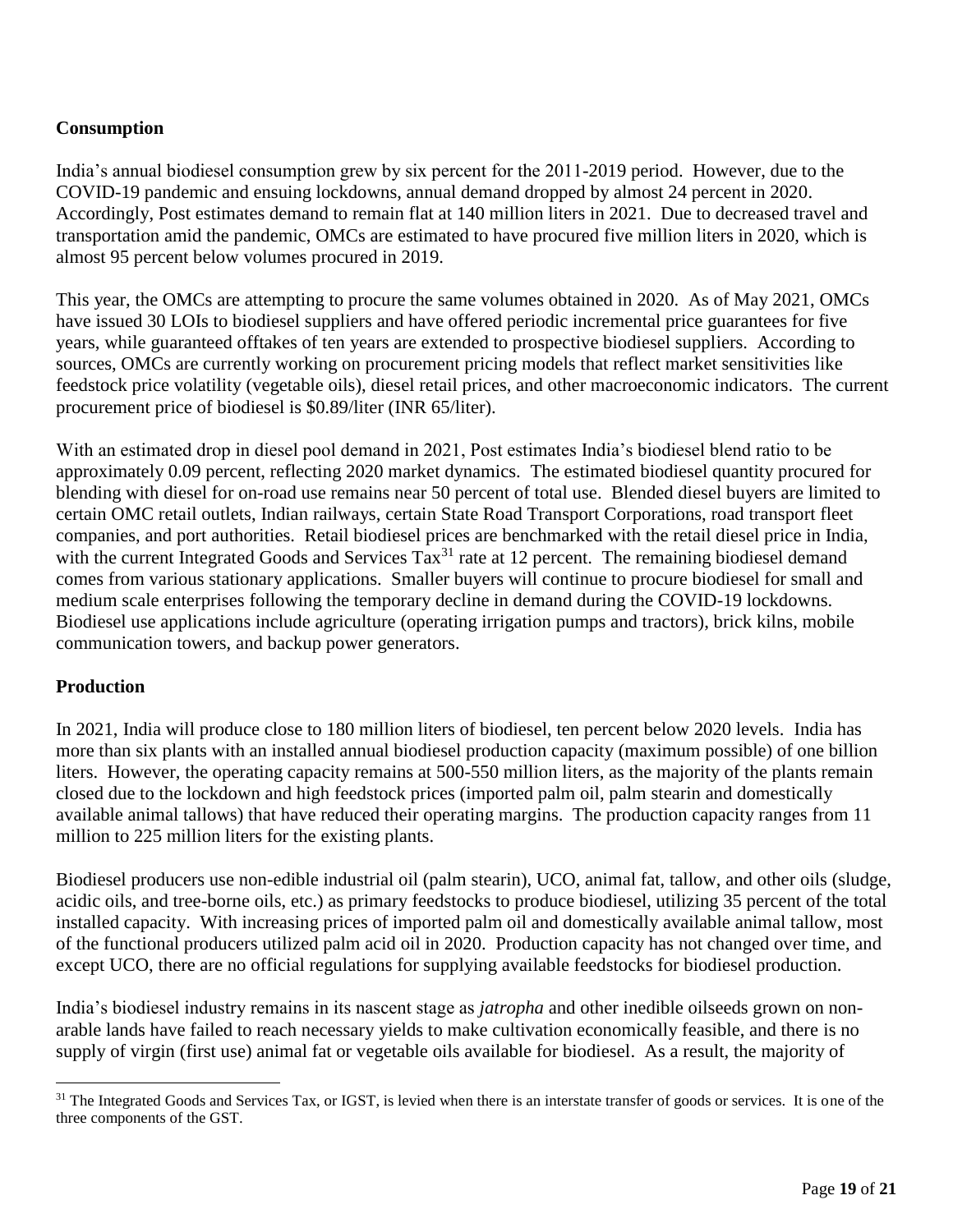**Consumption**

India's annual biodiesel consumption grew by six percent for the 2011-2019 period. However, due to the COVID-19 pandemic and ensuing lockdowns, annual demand dropped by almost 24 percent in 2020. Accordingly, Post estimates demand to remain flat at 140 million liters in 2021. Due to decreased travel and transportation amid the pandemic, OMCs are estimated to have procured five million liters in 2020, which is almost 95 percent below volumes procured in 2019.

This year, the OMCs are attempting to procure the same volumes obtained in 2020. As of May 2021, OMCs have issued 30 LOIs to biodiesel suppliers and have offered periodic incremental price guarantees for five years, while guaranteed offtakes of ten years are extended to prospective biodiesel suppliers. According to sources, OMCs are currently working on procurement pricing models that reflect market sensitivities like feedstock price volatility (vegetable oils), diesel retail prices, and other macroeconomic indicators. The current procurement price of biodiesel is $0.89/liter (INR 65/liter).

With an estimated drop in diesel pool demand in 2021, Post estimates India's biodiesel blend ratio to be approximately 0.09 percent, reflecting 2020 market dynamics. The estimated biodiesel quantity procured for blending with diesel for on-road use remains near 50 percent of total use. Blended diesel buyers are limited to certain OMC retail outlets, Indian railways, certain State Road Transport Corporations, road transport fleet companies, and port authorities. Retail biodiesel prices are benchmarked with the retail diesel price in India, with the current Integrated Goods and Services Tax[31] rate at 12 percent. The remaining biodiesel demand comes from various stationary applications. Smaller buyers will continue to procure biodiesel for small and medium scale enterprises following the temporary decline in demand during the COVID-19 lockdowns. Biodiesel use applications include agriculture (operating irrigation pumps and tractors), brick kilns, mobile communication towers, and backup power generators.

**Production**

In 2021, India will produce close to 180 million liters of biodiesel, ten percent below 2020 levels. India has more than six plants with an installed annual biodiesel production capacity (maximum possible) of one billion liters. However, the operating capacity remains at 500-550 million liters, as the majority of the plants remain closed due to the lockdown and high feedstock prices (imported palm oil, palm stearin and domestically available animal tallows) that have reduced their operating margins. The production capacity ranges from 11 million to 225 million liters for the existing plants.

Biodiesel producers use non-edible industrial oil (palm stearin), UCO, animal fat, tallow, and other oils (sludge, acidic oils, and tree-borne oils, etc.) as primary feedstocks to produce biodiesel, utilizing 35 percent of the total installed capacity. With increasing prices of imported palm oil and domestically available animal tallow, most of the functional producers utilized palm acid oil in 2020. Production capacity has not changed over time, and except UCO, there are no official regulations for supplying available feedstocks for biodiesel production.

India's biodiesel industry remains in its nascent stage as *jatropha* and other inedible oilseeds grown on non-arable lands have failed to reach necessary yields to make cultivation economically feasible, and there is no supply of virgin (first use) animal fat or vegetable oils available for biodiesel. As a result, the majority of

[31] The Integrated Goods and Services Tax, or IGST, is levied when there is an interstate transfer of goods or services. It is one of the three components of the GST.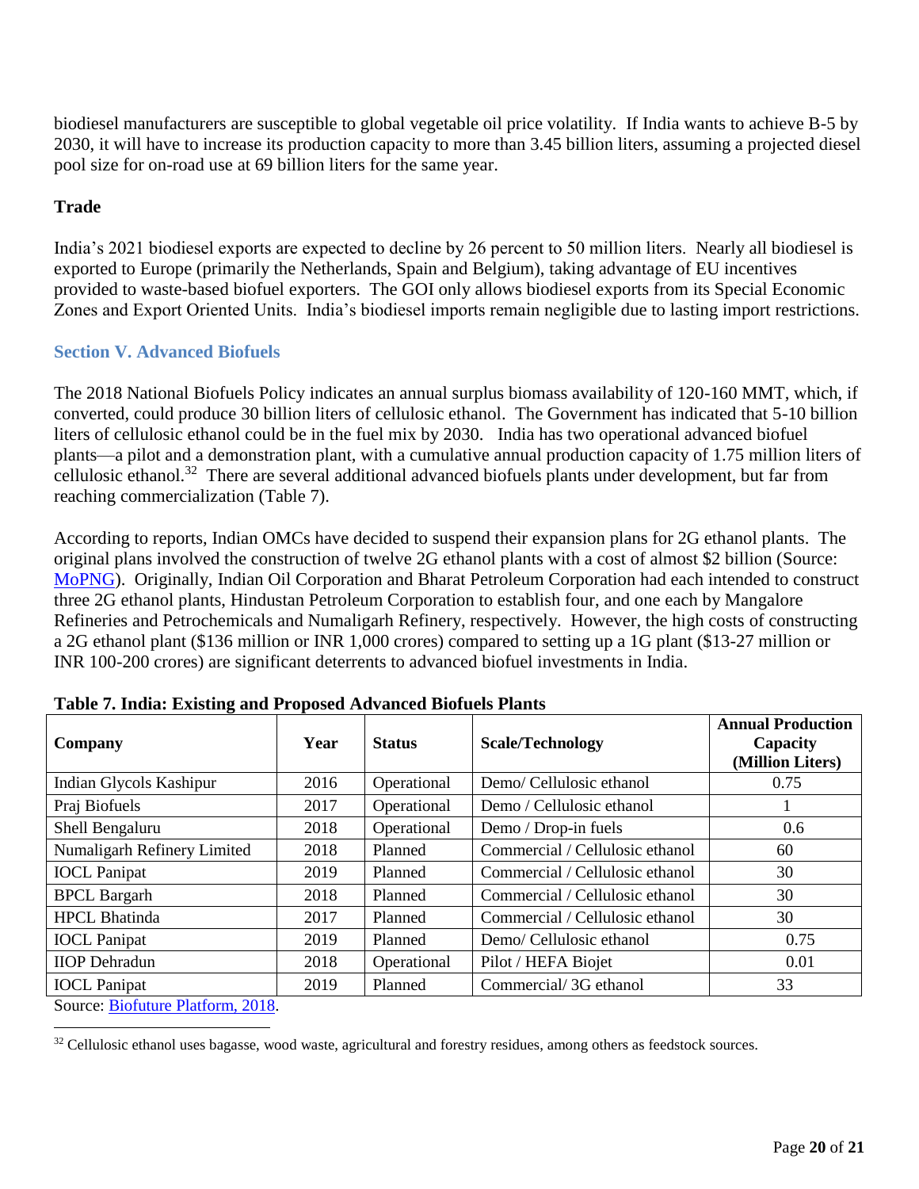biodiesel manufacturers are susceptible to global vegetable oil price volatility. If India wants to achieve B-5 by 2030, it will have to increase its production capacity to more than 3.45 billion liters, assuming a projected diesel pool size for on-road use at 69 billion liters for the same year.

**Trade**

India's 2021 biodiesel exports are expected to decline by 26 percent to 50 million liters. Nearly all biodiesel is exported to Europe (primarily the Netherlands, Spain and Belgium), taking advantage of EU incentives provided to waste-based biofuel exporters. The GOI only allows biodiesel exports from its Special Economic Zones and Export Oriented Units. India's biodiesel imports remain negligible due to lasting import restrictions.

## Section V. Advanced Biofuels

The 2018 National Biofuels Policy indicates an annual surplus biomass availability of 120-160 MMT, which, if converted, could produce 30 billion liters of cellulosic ethanol. The Government has indicated that 5-10 billion liters of cellulosic ethanol could be in the fuel mix by 2030. India has two operational advanced biofuel plants—a pilot and a demonstration plant, with a cumulative annual production capacity of 1.75 million liters of cellulosic ethanol.[32] There are several additional advanced biofuels plants under development, but far from reaching commercialization (Table 7).

According to reports, Indian OMCs have decided to suspend their expansion plans for 2G ethanol plants. The original plans involved the construction of twelve 2G ethanol plants with a cost of almost $2 billion (Source: MoPNG). Originally, Indian Oil Corporation and Bharat Petroleum Corporation had each intended to construct three 2G ethanol plants, Hindustan Petroleum Corporation to establish four, and one each by Mangalore Refineries and Petrochemicals and Numaligarh Refinery, respectively. However, the high costs of constructing a 2G ethanol plant ($136 million or INR 1,000 crores) compared to setting up a 1G plant ($13-27 million or INR 100-200 crores) are significant deterrents to advanced biofuel investments in India.

**Table 7. India: Existing and Proposed Advanced Biofuels Plants**

| Company | Year | Status | Scale/Technology | Annual Production Capacity (Million Liters) |
|---|---|---|---|---|
| Indian Glycols Kashipur | 2016 | Operational | Demo/ Cellulosic ethanol | 0.75 |
| Praj Biofuels | 2017 | Operational | Demo / Cellulosic ethanol | 1 |
| Shell Bengaluru | 2018 | Operational | Demo / Drop-in fuels | 0.6 |
| Numaligarh Refinery Limited | 2018 | Planned | Commercial / Cellulosic ethanol | 60 |
| IOCL Panipat | 2019 | Planned | Commercial / Cellulosic ethanol | 30 |
| BPCL Bargarh | 2018 | Planned | Commercial / Cellulosic ethanol | 30 |
| HPCL Bhatinda | 2017 | Planned | Commercial / Cellulosic ethanol | 30 |
| IOCL Panipat | 2019 | Planned | Demo/ Cellulosic ethanol | 0.75 |
| IIOP Dehradun | 2018 | Operational | Pilot / HEFA Biojet | 0.01 |
| IOCL Panipat | 2019 | Planned | Commercial/ 3G ethanol | 33 |

Source: Biofuture Platform, 2018.

[32] Cellulosic ethanol uses bagasse, wood waste, agricultural and forestry residues, among others as feedstock sources.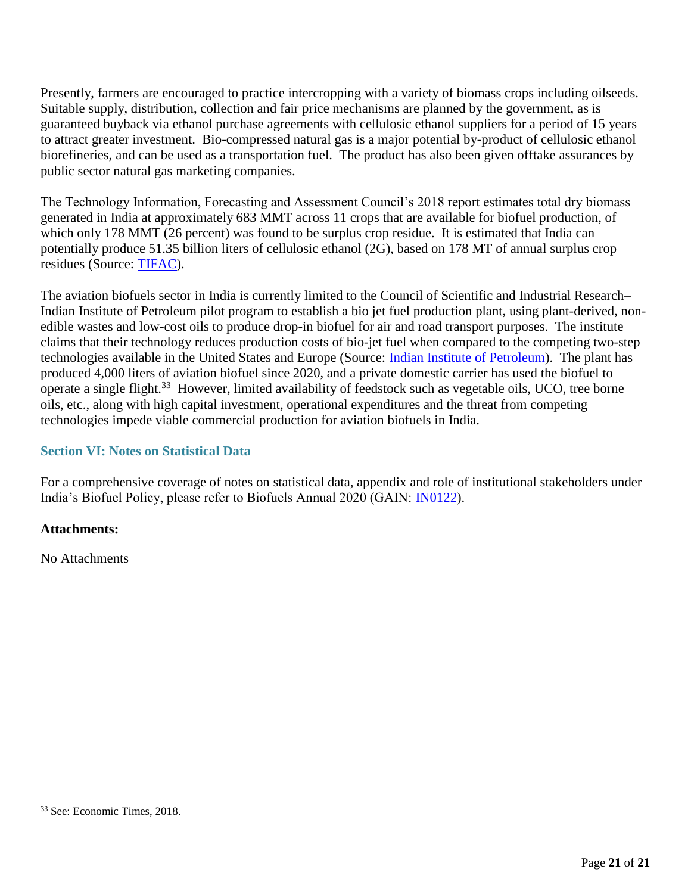Presently, farmers are encouraged to practice intercropping with a variety of biomass crops including oilseeds. Suitable supply, distribution, collection and fair price mechanisms are planned by the government, as is guaranteed buyback via ethanol purchase agreements with cellulosic ethanol suppliers for a period of 15 years to attract greater investment. Bio-compressed natural gas is a major potential by-product of cellulosic ethanol biorefineries, and can be used as a transportation fuel. The product has also been given offtake assurances by public sector natural gas marketing companies.

The Technology Information, Forecasting and Assessment Council's 2018 report estimates total dry biomass generated in India at approximately 683 MMT across 11 crops that are available for biofuel production, of which only 178 MMT (26 percent) was found to be surplus crop residue. It is estimated that India can potentially produce 51.35 billion liters of cellulosic ethanol (2G), based on 178 MT of annual surplus crop residues (Source: TIFAC).

The aviation biofuels sector in India is currently limited to the Council of Scientific and Industrial Research–Indian Institute of Petroleum pilot program to establish a bio jet fuel production plant, using plant-derived, non-edible wastes and low-cost oils to produce drop-in biofuel for air and road transport purposes. The institute claims that their technology reduces production costs of bio-jet fuel when compared to the competing two-step technologies available in the United States and Europe (Source: Indian Institute of Petroleum). The plant has produced 4,000 liters of aviation biofuel since 2020, and a private domestic carrier has used the biofuel to operate a single flight.[33] However, limited availability of feedstock such as vegetable oils, UCO, tree borne oils, etc., along with high capital investment, operational expenditures and the threat from competing technologies impede viable commercial production for aviation biofuels in India.

### Section VI: Notes on Statistical Data

For a comprehensive coverage of notes on statistical data, appendix and role of institutional stakeholders under India's Biofuel Policy, please refer to Biofuels Annual 2020 (GAIN: IN0122).

**Attachments:**

No Attachments

---

[33] See: Economic Times, 2018.